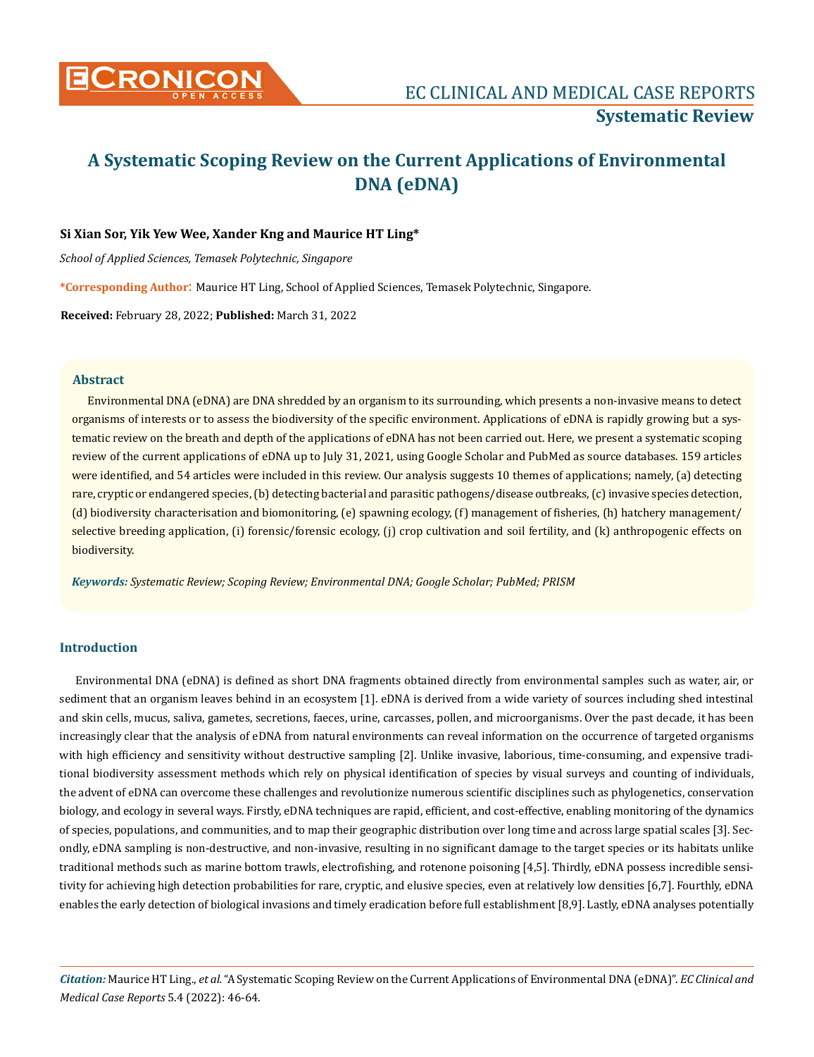# A Systematic Scoping Review on the Current Applications of Environmental DNA (eDNA)

**Si Xian Sor, Yik Yew Wee, Xander Kng and Maurice HT Ling***

*School of Applied Sciences, Temasek Polytechnic, Singapore*

***Corresponding Author**: Maurice HT Ling, School of Applied Sciences, Temasek Polytechnic, Singapore.

**Received:** February 28, 2022; **Published:** March 31, 2022

## Abstract

Environmental DNA (eDNA) are DNA shredded by an organism to its surrounding, which presents a non-invasive means to detect organisms of interests or to assess the biodiversity of the specific environment. Applications of eDNA is rapidly growing but a systematic review on the breath and depth of the applications of eDNA has not been carried out. Here, we present a systematic scoping review of the current applications of eDNA up to July 31, 2021, using Google Scholar and PubMed as source databases. 159 articles were identified, and 54 articles were included in this review. Our analysis suggests 10 themes of applications; namely, (a) detecting rare, cryptic or endangered species, (b) detecting bacterial and parasitic pathogens/disease outbreaks, (c) invasive species detection, (d) biodiversity characterisation and biomonitoring, (e) spawning ecology, (f) management of fisheries, (h) hatchery management/selective breeding application, (i) forensic/forensic ecology, (j) crop cultivation and soil fertility, and (k) anthropogenic effects on biodiversity.

***Keywords:** Systematic Review; Scoping Review; Environmental DNA; Google Scholar; PubMed; PRISM*

## Introduction

Environmental DNA (eDNA) is defined as short DNA fragments obtained directly from environmental samples such as water, air, or sediment that an organism leaves behind in an ecosystem [1]. eDNA is derived from a wide variety of sources including shed intestinal and skin cells, mucus, saliva, gametes, secretions, faeces, urine, carcasses, pollen, and microorganisms. Over the past decade, it has been increasingly clear that the analysis of eDNA from natural environments can reveal information on the occurrence of targeted organisms with high efficiency and sensitivity without destructive sampling [2]. Unlike invasive, laborious, time-consuming, and expensive traditional biodiversity assessment methods which rely on physical identification of species by visual surveys and counting of individuals, the advent of eDNA can overcome these challenges and revolutionize numerous scientific disciplines such as phylogenetics, conservation biology, and ecology in several ways. Firstly, eDNA techniques are rapid, efficient, and cost-effective, enabling monitoring of the dynamics of species, populations, and communities, and to map their geographic distribution over long time and across large spatial scales [3]. Secondly, eDNA sampling is non-destructive, and non-invasive, resulting in no significant damage to the target species or its habitats unlike traditional methods such as marine bottom trawls, electrofishing, and rotenone poisoning [4,5]. Thirdly, eDNA possess incredible sensitivity for achieving high detection probabilities for rare, cryptic, and elusive species, even at relatively low densities [6,7]. Fourthly, eDNA enables the early detection of biological invasions and timely eradication before full establishment [8,9]. Lastly, eDNA analyses potentially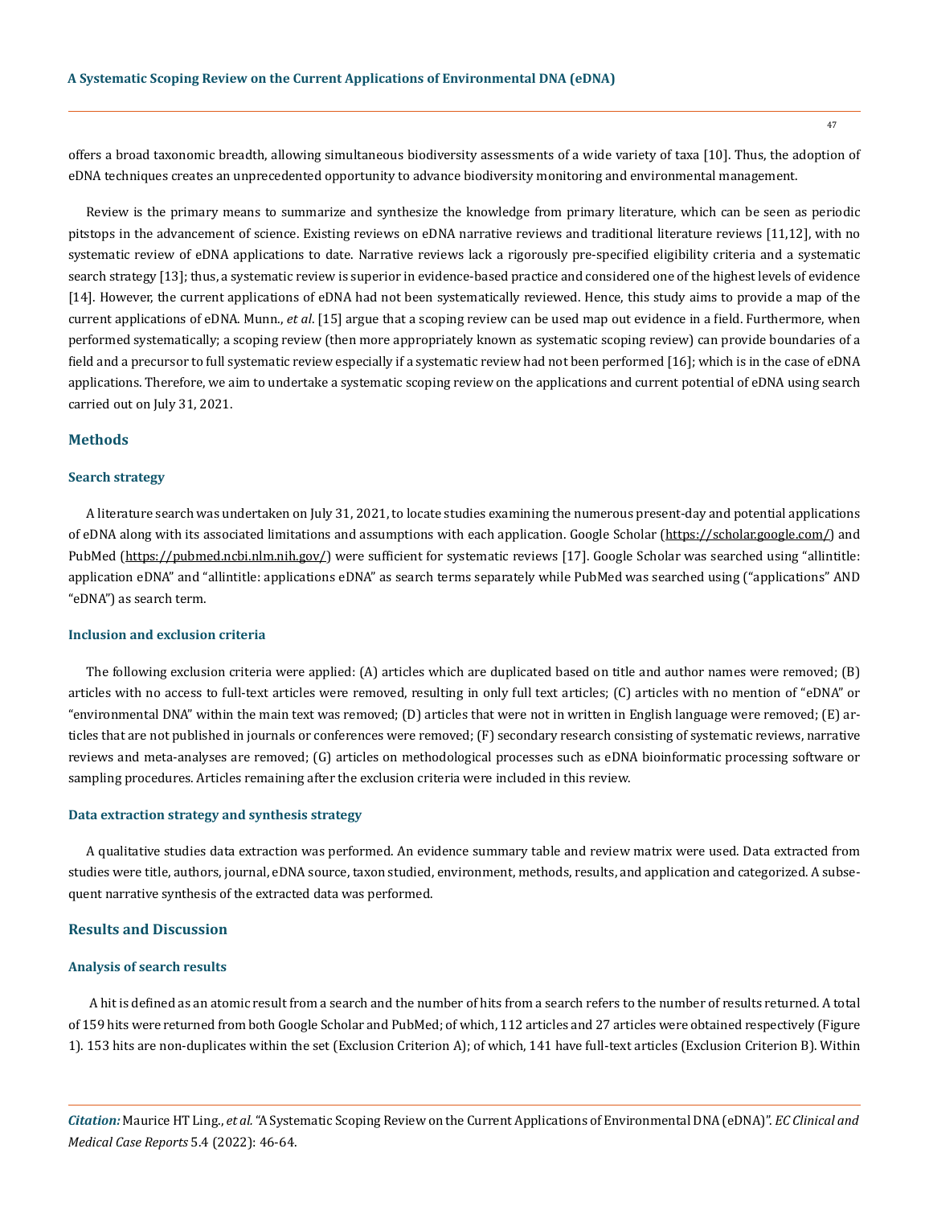offers a broad taxonomic breadth, allowing simultaneous biodiversity assessments of a wide variety of taxa [10]. Thus, the adoption of eDNA techniques creates an unprecedented opportunity to advance biodiversity monitoring and environmental management.

Review is the primary means to summarize and synthesize the knowledge from primary literature, which can be seen as periodic pitstops in the advancement of science. Existing reviews on eDNA narrative reviews and traditional literature reviews [11,12], with no systematic review of eDNA applications to date. Narrative reviews lack a rigorously pre-specified eligibility criteria and a systematic search strategy [13]; thus, a systematic review is superior in evidence-based practice and considered one of the highest levels of evidence [14]. However, the current applications of eDNA had not been systematically reviewed. Hence, this study aims to provide a map of the current applications of eDNA. Munn., *et al*. [15] argue that a scoping review can be used map out evidence in a field. Furthermore, when performed systematically; a scoping review (then more appropriately known as systematic scoping review) can provide boundaries of a field and a precursor to full systematic review especially if a systematic review had not been performed [16]; which is in the case of eDNA applications. Therefore, we aim to undertake a systematic scoping review on the applications and current potential of eDNA using search carried out on July 31, 2021.

## Methods

### Search strategy

A literature search was undertaken on July 31, 2021, to locate studies examining the numerous present-day and potential applications of eDNA along with its associated limitations and assumptions with each application. Google Scholar (https://scholar.google.com/) and PubMed (https://pubmed.ncbi.nlm.nih.gov/) were sufficient for systematic reviews [17]. Google Scholar was searched using "allintitle: application eDNA" and "allintitle: applications eDNA" as search terms separately while PubMed was searched using ("applications" AND "eDNA") as search term.

### Inclusion and exclusion criteria

The following exclusion criteria were applied: (A) articles which are duplicated based on title and author names were removed; (B) articles with no access to full-text articles were removed, resulting in only full text articles; (C) articles with no mention of "eDNA" or "environmental DNA" within the main text was removed; (D) articles that were not in written in English language were removed; (E) articles that are not published in journals or conferences were removed; (F) secondary research consisting of systematic reviews, narrative reviews and meta-analyses are removed; (G) articles on methodological processes such as eDNA bioinformatic processing software or sampling procedures. Articles remaining after the exclusion criteria were included in this review.

### Data extraction strategy and synthesis strategy

A qualitative studies data extraction was performed. An evidence summary table and review matrix were used. Data extracted from studies were title, authors, journal, eDNA source, taxon studied, environment, methods, results, and application and categorized. A subsequent narrative synthesis of the extracted data was performed.

## Results and Discussion

### Analysis of search results

A hit is defined as an atomic result from a search and the number of hits from a search refers to the number of results returned. A total of 159 hits were returned from both Google Scholar and PubMed; of which, 112 articles and 27 articles were obtained respectively (Figure 1). 153 hits are non-duplicates within the set (Exclusion Criterion A); of which, 141 have full-text articles (Exclusion Criterion B). Within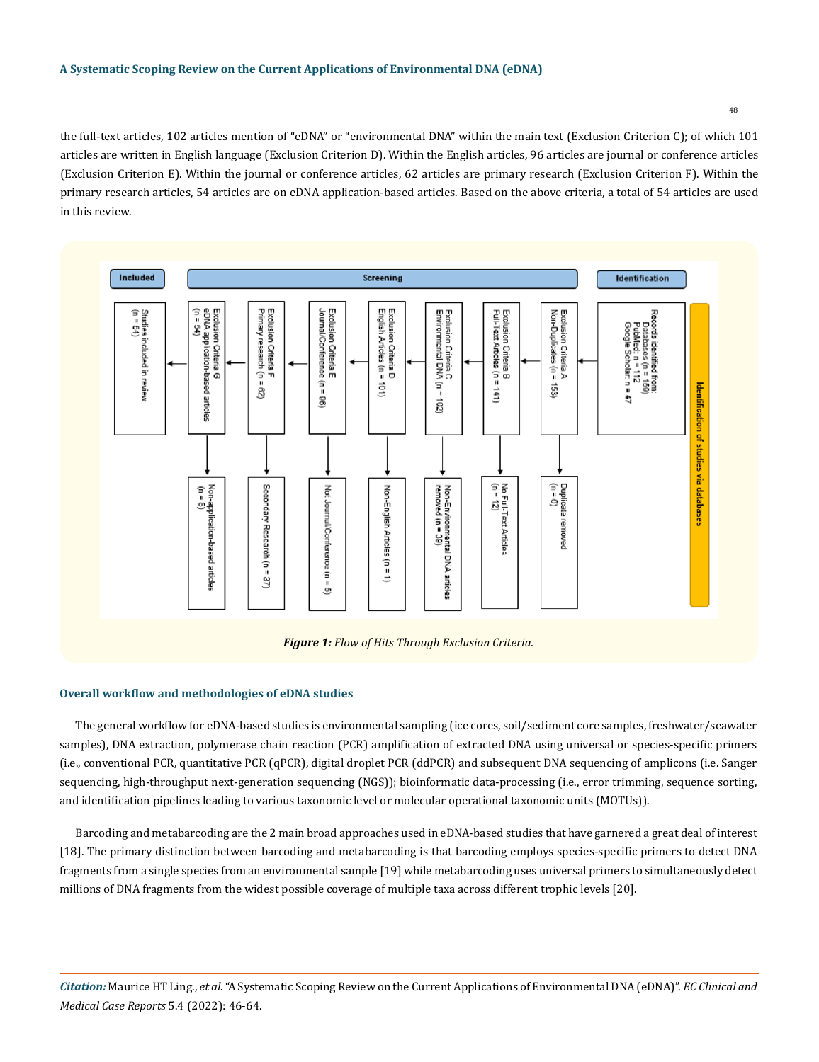the full-text articles, 102 articles mention of "eDNA" or "environmental DNA" within the main text (Exclusion Criterion C); of which 101 articles are written in English language (Exclusion Criterion D). Within the English articles, 96 articles are journal or conference articles (Exclusion Criterion E). Within the journal or conference articles, 62 articles are primary research (Exclusion Criterion F). Within the primary research articles, 54 articles are on eDNA application-based articles. Based on the above criteria, a total of 54 articles are used in this review.

**Identification of studies via databases**

| Stage | Included records | Removed records |
| --- | --- | --- |
| Identification | Records identified from: Databases (n = 159) PubMed: n = 112 Google Scholar: n = 47 | |
| Screening | Exclusion Criteria A Non-Duplicates (n = 153) | Duplicate removed (n = 6) |
| Screening | Exclusion Criteria B Full-Text Articles (n = 141) | No Full-Text Articles (n = 12) |
| Screening | Exclusion Criteria C Environmental DNA (n = 102) | Non-Environmental DNA articles removed (n = 39) |
| Screening | Exclusion Criteria D English Articles (n = 101) | Non-English Articles (n = 1) |
| Screening | Exclusion Criteria E Journal/Conference (n = 96) | Not Journal/Conference (n = 5) |
| Screening | Exclusion Criteria F Primary research (n = 62) | Secondary Research (n = 37) |
| Screening | Exclusion Criteria G eDNA application-based articles (n = 54) | Non-application-based articles (n = 8) |
| Included | Studies included in review (n = 54) | |

***Figure 1:*** *Flow of Hits Through Exclusion Criteria.*

### Overall workflow and methodologies of eDNA studies

The general workflow for eDNA-based studies is environmental sampling (ice cores, soil/sediment core samples, freshwater/seawater samples), DNA extraction, polymerase chain reaction (PCR) amplification of extracted DNA using universal or species-specific primers (i.e., conventional PCR, quantitative PCR (qPCR), digital droplet PCR (ddPCR) and subsequent DNA sequencing of amplicons (i.e. Sanger sequencing, high-throughput next-generation sequencing (NGS)); bioinformatic data-processing (i.e., error trimming, sequence sorting, and identification pipelines leading to various taxonomic level or molecular operational taxonomic units (MOTUs)).

Barcoding and metabarcoding are the 2 main broad approaches used in eDNA-based studies that have garnered a great deal of interest [18]. The primary distinction between barcoding and metabarcoding is that barcoding employs species-specific primers to detect DNA fragments from a single species from an environmental sample [19] while metabarcoding uses universal primers to simultaneously detect millions of DNA fragments from the widest possible coverage of multiple taxa across different trophic levels [20].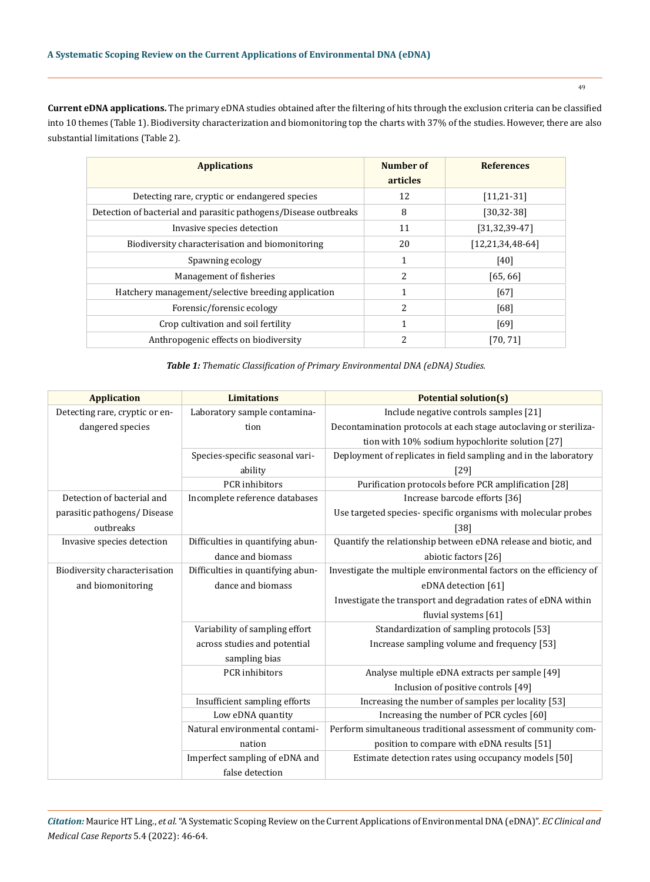**Current eDNA applications.** The primary eDNA studies obtained after the filtering of hits through the exclusion criteria can be classified into 10 themes (Table 1). Biodiversity characterization and biomonitoring top the charts with 37% of the studies. However, there are also substantial limitations (Table 2).

| Applications | Number of articles | References |
|---|---|---|
| Detecting rare, cryptic or endangered species | 12 | [11,21-31] |
| Detection of bacterial and parasitic pathogens/Disease outbreaks | 8 | [30,32-38] |
| Invasive species detection | 11 | [31,32,39-47] |
| Biodiversity characterisation and biomonitoring | 20 | [12,21,34,48-64] |
| Spawning ecology | 1 | [40] |
| Management of fisheries | 2 | [65, 66] |
| Hatchery management/selective breeding application | 1 | [67] |
| Forensic/forensic ecology | 2 | [68] |
| Crop cultivation and soil fertility | 1 | [69] |
| Anthropogenic effects on biodiversity | 2 | [70, 71] |

***Table 1:*** *Thematic Classification of Primary Environmental DNA (eDNA) Studies.*

| Application | Limitations | Potential solution(s) |
|---|---|---|
| Detecting rare, cryptic or endangered species | Laboratory sample contamination | Include negative controls samples [21]<br>Decontamination protocols at each stage autoclaving or sterilization with 10% sodium hypochlorite solution [27] |
| | Species-specific seasonal variability | Deployment of replicates in field sampling and in the laboratory [29] |
| | PCR inhibitors | Purification protocols before PCR amplification [28] |
| Detection of bacterial and parasitic pathogens/ Disease outbreaks | Incomplete reference databases | Increase barcode efforts [36]<br>Use targeted species- specific organisms with molecular probes [38] |
| Invasive species detection | Difficulties in quantifying abundance and biomass | Quantify the relationship between eDNA release and biotic, and abiotic factors [26] |
| Biodiversity characterisation and biomonitoring | Difficulties in quantifying abundance and biomass | Investigate the multiple environmental factors on the efficiency of eDNA detection [61]<br>Investigate the transport and degradation rates of eDNA within fluvial systems [61] |
| | Variability of sampling effort across studies and potential sampling bias | Standardization of sampling protocols [53]<br>Increase sampling volume and frequency [53] |
| | PCR inhibitors | Analyse multiple eDNA extracts per sample [49]<br>Inclusion of positive controls [49] |
| | Insufficient sampling efforts | Increasing the number of samples per locality [53] |
| | Low eDNA quantity | Increasing the number of PCR cycles [60] |
| | Natural environmental contamination | Perform simultaneous traditional assessment of community composition to compare with eDNA results [51] |
| | Imperfect sampling of eDNA and false detection | Estimate detection rates using occupancy models [50] |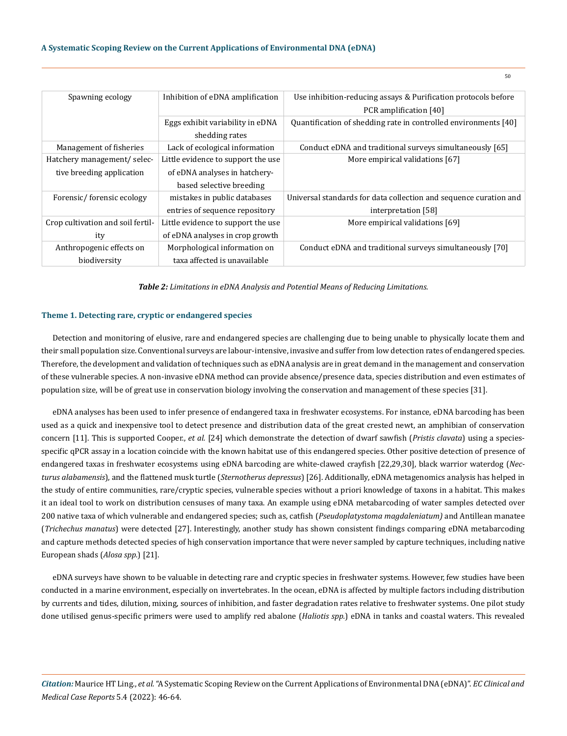| | | |
|---|---|---|
| Spawning ecology | Inhibition of eDNA amplification | Use inhibition-reducing assays & Purification protocols before PCR amplification [40] |
| | Eggs exhibit variability in eDNA shedding rates | Quantification of shedding rate in controlled environments [40] |
| Management of fisheries | Lack of ecological information | Conduct eDNA and traditional surveys simultaneously [65] |
| Hatchery management/ selective breeding application | Little evidence to support the use of eDNA analyses in hatchery-based selective breeding | More empirical validations [67] |
| Forensic/ forensic ecology | mistakes in public databases entries of sequence repository | Universal standards for data collection and sequence curation and interpretation [58] |
| Crop cultivation and soil fertility | Little evidence to support the use of eDNA analyses in crop growth | More empirical validations [69] |
| Anthropogenic effects on biodiversity | Morphological information on taxa affected is unavailable | Conduct eDNA and traditional surveys simultaneously [70] |

***Table 2:*** *Limitations in eDNA Analysis and Potential Means of Reducing Limitations.*

### Theme 1. Detecting rare, cryptic or endangered species

Detection and monitoring of elusive, rare and endangered species are challenging due to being unable to physically locate them and their small population size. Conventional surveys are labour-intensive, invasive and suffer from low detection rates of endangered species. Therefore, the development and validation of techniques such as eDNA analysis are in great demand in the management and conservation of these vulnerable species. A non-invasive eDNA method can provide absence/presence data, species distribution and even estimates of population size, will be of great use in conservation biology involving the conservation and management of these species [31].

eDNA analyses has been used to infer presence of endangered taxa in freshwater ecosystems. For instance, eDNA barcoding has been used as a quick and inexpensive tool to detect presence and distribution data of the great crested newt, an amphibian of conservation concern [11]. This is supported Cooper., *et al.* [24] which demonstrate the detection of dwarf sawfish (*Pristis clavata*) using a species-specific qPCR assay in a location coincide with the known habitat use of this endangered species. Other positive detection of presence of endangered taxas in freshwater ecosystems using eDNA barcoding are white-clawed crayfish [22,29,30], black warrior waterdog (*Necturus alabamensis*), and the flattened musk turtle (*Sternotherus depressus*) [26]. Additionally, eDNA metagenomics analysis has helped in the study of entire communities, rare/cryptic species, vulnerable species without a priori knowledge of taxons in a habitat. This makes it an ideal tool to work on distribution censuses of many taxa. An example using eDNA metabarcoding of water samples detected over 200 native taxa of which vulnerable and endangered species; such as, catfish (*Pseudoplatystoma magdaleniatum)* and Antillean manatee (*Trichechus manatus*) were detected [27]. Interestingly, another study has shown consistent findings comparing eDNA metabarcoding and capture methods detected species of high conservation importance that were never sampled by capture techniques, including native European shads (*Alosa spp.*) [21].

eDNA surveys have shown to be valuable in detecting rare and cryptic species in freshwater systems. However, few studies have been conducted in a marine environment, especially on invertebrates. In the ocean, eDNA is affected by multiple factors including distribution by currents and tides, dilution, mixing, sources of inhibition, and faster degradation rates relative to freshwater systems. One pilot study done utilised genus-specific primers were used to amplify red abalone (*Haliotis spp.*) eDNA in tanks and coastal waters. This revealed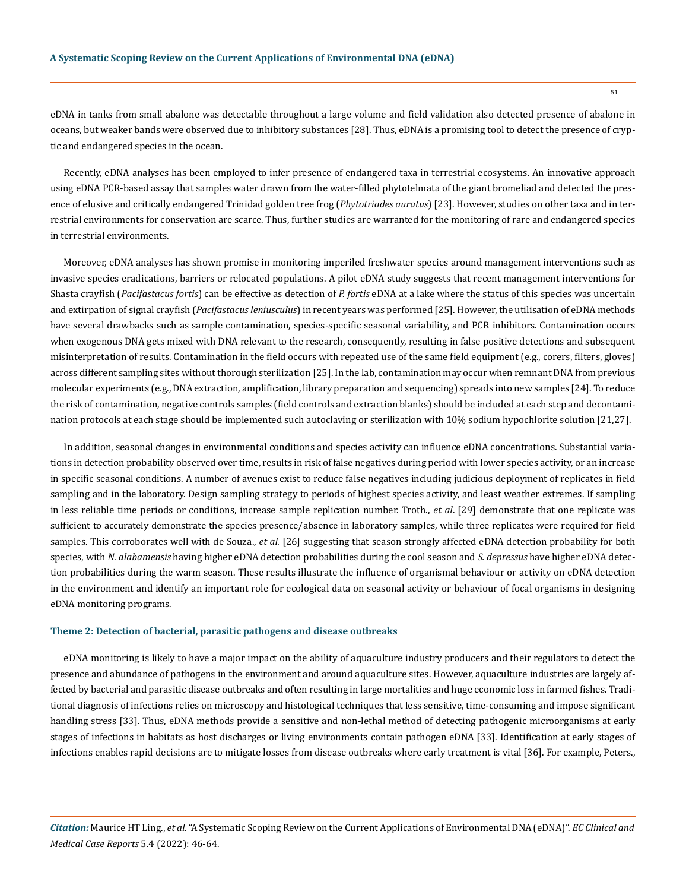eDNA in tanks from small abalone was detectable throughout a large volume and field validation also detected presence of abalone in oceans, but weaker bands were observed due to inhibitory substances [28]. Thus, eDNA is a promising tool to detect the presence of cryptic and endangered species in the ocean.

Recently, eDNA analyses has been employed to infer presence of endangered taxa in terrestrial ecosystems. An innovative approach using eDNA PCR-based assay that samples water drawn from the water-filled phytotelmata of the giant bromeliad and detected the presence of elusive and critically endangered Trinidad golden tree frog (*Phytotriades auratus*) [23]. However, studies on other taxa and in terrestrial environments for conservation are scarce. Thus, further studies are warranted for the monitoring of rare and endangered species in terrestrial environments.

Moreover, eDNA analyses has shown promise in monitoring imperiled freshwater species around management interventions such as invasive species eradications, barriers or relocated populations. A pilot eDNA study suggests that recent management interventions for Shasta crayfish (*Pacifastacus fortis*) can be effective as detection of *P. fortis* eDNA at a lake where the status of this species was uncertain and extirpation of signal crayfish (*Pacifastacus leniusculus*) in recent years was performed [25]. However, the utilisation of eDNA methods have several drawbacks such as sample contamination, species-specific seasonal variability, and PCR inhibitors. Contamination occurs when exogenous DNA gets mixed with DNA relevant to the research, consequently, resulting in false positive detections and subsequent misinterpretation of results. Contamination in the field occurs with repeated use of the same field equipment (e.g., corers, filters, gloves) across different sampling sites without thorough sterilization [25]. In the lab, contamination may occur when remnant DNA from previous molecular experiments (e.g., DNA extraction, amplification, library preparation and sequencing) spreads into new samples [24]. To reduce the risk of contamination, negative controls samples (field controls and extraction blanks) should be included at each step and decontamination protocols at each stage should be implemented such autoclaving or sterilization with 10% sodium hypochlorite solution [21,27].

In addition, seasonal changes in environmental conditions and species activity can influence eDNA concentrations. Substantial variations in detection probability observed over time, results in risk of false negatives during period with lower species activity, or an increase in specific seasonal conditions. A number of avenues exist to reduce false negatives including judicious deployment of replicates in field sampling and in the laboratory. Design sampling strategy to periods of highest species activity, and least weather extremes. If sampling in less reliable time periods or conditions, increase sample replication number. Troth., *et al*. [29] demonstrate that one replicate was sufficient to accurately demonstrate the species presence/absence in laboratory samples, while three replicates were required for field samples. This corroborates well with de Souza., *et al.* [26] suggesting that season strongly affected eDNA detection probability for both species, with *N. alabamensis* having higher eDNA detection probabilities during the cool season and *S. depressus* have higher eDNA detection probabilities during the warm season. These results illustrate the influence of organismal behaviour or activity on eDNA detection in the environment and identify an important role for ecological data on seasonal activity or behaviour of focal organisms in designing eDNA monitoring programs.

### Theme 2: Detection of bacterial, parasitic pathogens and disease outbreaks

eDNA monitoring is likely to have a major impact on the ability of aquaculture industry producers and their regulators to detect the presence and abundance of pathogens in the environment and around aquaculture sites. However, aquaculture industries are largely affected by bacterial and parasitic disease outbreaks and often resulting in large mortalities and huge economic loss in farmed fishes. Traditional diagnosis of infections relies on microscopy and histological techniques that less sensitive, time-consuming and impose significant handling stress [33]. Thus, eDNA methods provide a sensitive and non-lethal method of detecting pathogenic microorganisms at early stages of infections in habitats as host discharges or living environments contain pathogen eDNA [33]. Identification at early stages of infections enables rapid decisions are to mitigate losses from disease outbreaks where early treatment is vital [36]. For example, Peters.,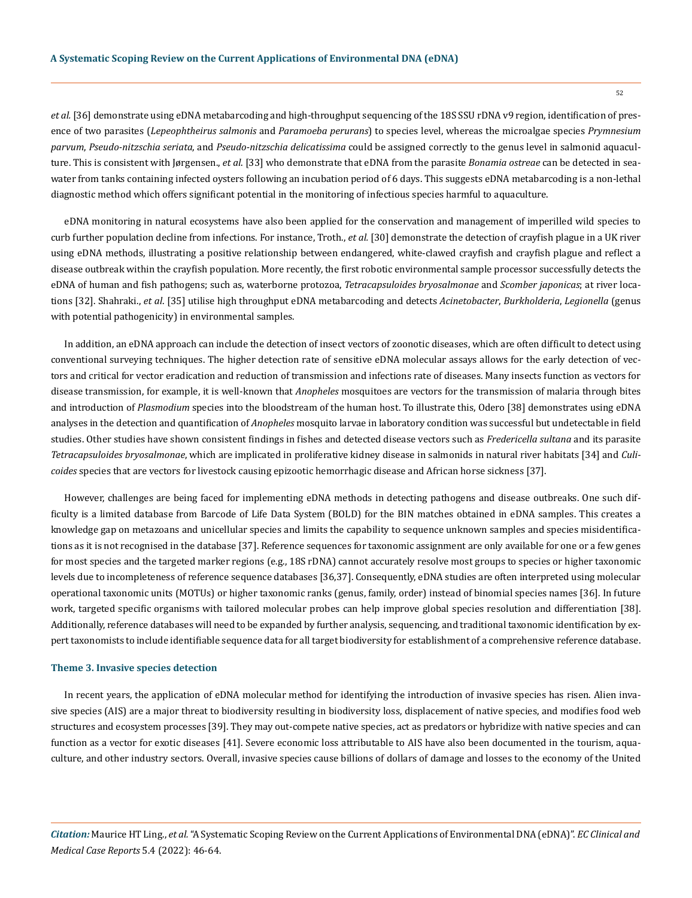*et al.* [36] demonstrate using eDNA metabarcoding and high-throughput sequencing of the 18S SSU rDNA v9 region, identification of presence of two parasites (*Lepeophtheirus salmonis* and *Paramoeba perurans*) to species level, whereas the microalgae species *Prymnesium parvum*, *Pseudo-nitzschia seriata*, and *Pseudo-nitzschia delicatissima* could be assigned correctly to the genus level in salmonid aquaculture. This is consistent with Jørgensen., *et al*. [33] who demonstrate that eDNA from the parasite *Bonamia ostreae* can be detected in seawater from tanks containing infected oysters following an incubation period of 6 days. This suggests eDNA metabarcoding is a non-lethal diagnostic method which offers significant potential in the monitoring of infectious species harmful to aquaculture.

eDNA monitoring in natural ecosystems have also been applied for the conservation and management of imperilled wild species to curb further population decline from infections. For instance, Troth., *et al.* [30] demonstrate the detection of crayfish plague in a UK river using eDNA methods, illustrating a positive relationship between endangered, white-clawed crayfish and crayfish plague and reflect a disease outbreak within the crayfish population. More recently, the first robotic environmental sample processor successfully detects the eDNA of human and fish pathogens; such as, waterborne protozoa, *Tetracapsuloides bryosalmonae* and *Scomber japonicas*; at river locations [32]. Shahraki., *et al.* [35] utilise high throughput eDNA metabarcoding and detects *Acinetobacter*, *Burkholderia*, *Legionella* (genus with potential pathogenicity) in environmental samples.

In addition, an eDNA approach can include the detection of insect vectors of zoonotic diseases, which are often difficult to detect using conventional surveying techniques. The higher detection rate of sensitive eDNA molecular assays allows for the early detection of vectors and critical for vector eradication and reduction of transmission and infections rate of diseases. Many insects function as vectors for disease transmission, for example, it is well-known that *Anopheles* mosquitoes are vectors for the transmission of malaria through bites and introduction of *Plasmodium* species into the bloodstream of the human host. To illustrate this, Odero [38] demonstrates using eDNA analyses in the detection and quantification of *Anopheles* mosquito larvae in laboratory condition was successful but undetectable in field studies. Other studies have shown consistent findings in fishes and detected disease vectors such as *Fredericella sultana* and its parasite *Tetracapsuloides bryosalmonae*, which are implicated in proliferative kidney disease in salmonids in natural river habitats [34] and *Culicoides* species that are vectors for livestock causing epizootic hemorrhagic disease and African horse sickness [37].

However, challenges are being faced for implementing eDNA methods in detecting pathogens and disease outbreaks. One such difficulty is a limited database from Barcode of Life Data System (BOLD) for the BIN matches obtained in eDNA samples. This creates a knowledge gap on metazoans and unicellular species and limits the capability to sequence unknown samples and species misidentifications as it is not recognised in the database [37]. Reference sequences for taxonomic assignment are only available for one or a few genes for most species and the targeted marker regions (e.g., 18S rDNA) cannot accurately resolve most groups to species or higher taxonomic levels due to incompleteness of reference sequence databases [36,37]. Consequently, eDNA studies are often interpreted using molecular operational taxonomic units (MOTUs) or higher taxonomic ranks (genus, family, order) instead of binomial species names [36]. In future work, targeted specific organisms with tailored molecular probes can help improve global species resolution and differentiation [38]. Additionally, reference databases will need to be expanded by further analysis, sequencing, and traditional taxonomic identification by expert taxonomists to include identifiable sequence data for all target biodiversity for establishment of a comprehensive reference database.

### Theme 3. Invasive species detection

In recent years, the application of eDNA molecular method for identifying the introduction of invasive species has risen. Alien invasive species (AIS) are a major threat to biodiversity resulting in biodiversity loss, displacement of native species, and modifies food web structures and ecosystem processes [39]. They may out-compete native species, act as predators or hybridize with native species and can function as a vector for exotic diseases [41]. Severe economic loss attributable to AIS have also been documented in the tourism, aquaculture, and other industry sectors. Overall, invasive species cause billions of dollars of damage and losses to the economy of the United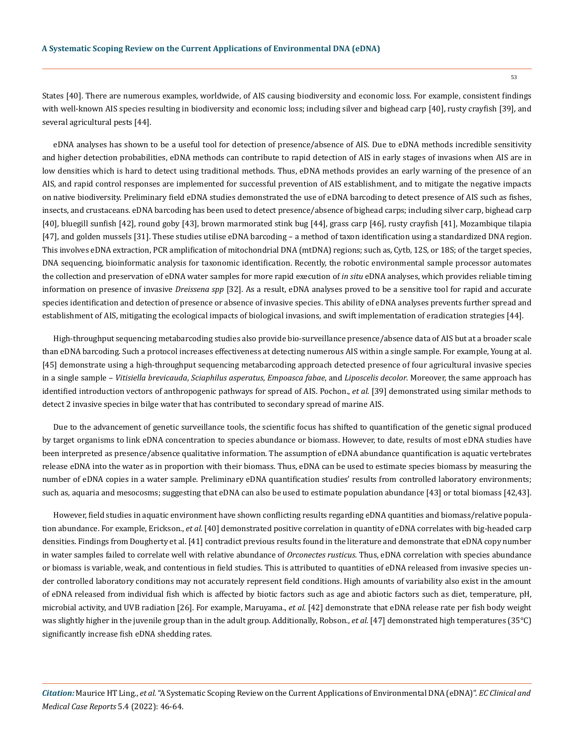States [40]. There are numerous examples, worldwide, of AIS causing biodiversity and economic loss. For example, consistent findings with well-known AIS species resulting in biodiversity and economic loss; including silver and bighead carp [40], rusty crayfish [39], and several agricultural pests [44].

eDNA analyses has shown to be a useful tool for detection of presence/absence of AIS. Due to eDNA methods incredible sensitivity and higher detection probabilities, eDNA methods can contribute to rapid detection of AIS in early stages of invasions when AIS are in low densities which is hard to detect using traditional methods. Thus, eDNA methods provides an early warning of the presence of an AIS, and rapid control responses are implemented for successful prevention of AIS establishment, and to mitigate the negative impacts on native biodiversity. Preliminary field eDNA studies demonstrated the use of eDNA barcoding to detect presence of AIS such as fishes, insects, and crustaceans. eDNA barcoding has been used to detect presence/absence of bighead carps; including silver carp, bighead carp [40], bluegill sunfish [42], round goby [43], brown marmorated stink bug [44], grass carp [46], rusty crayfish [41], Mozambique tilapia [47], and golden mussels [31]. These studies utilise eDNA barcoding – a method of taxon identification using a standardized DNA region. This involves eDNA extraction, PCR amplification of mitochondrial DNA (mtDNA) regions; such as, Cytb, 12S, or 18S; of the target species, DNA sequencing, bioinformatic analysis for taxonomic identification. Recently, the robotic environmental sample processor automates the collection and preservation of eDNA water samples for more rapid execution of *in situ* eDNA analyses, which provides reliable timing information on presence of invasive *Dreissena spp* [32]. As a result, eDNA analyses proved to be a sensitive tool for rapid and accurate species identification and detection of presence or absence of invasive species. This ability of eDNA analyses prevents further spread and establishment of AIS, mitigating the ecological impacts of biological invasions, and swift implementation of eradication strategies [44].

High-throughput sequencing metabarcoding studies also provide bio-surveillance presence/absence data of AIS but at a broader scale than eDNA barcoding. Such a protocol increases effectiveness at detecting numerous AIS within a single sample. For example, Young at al. [45] demonstrate using a high-throughput sequencing metabarcoding approach detected presence of four agricultural invasive species in a single sample – *Vitisiella brevicauda*, *Sciaphilus asperatus*, *Empoasca fabae*, and *Liposcelis decolor*. Moreover, the same approach has identified introduction vectors of anthropogenic pathways for spread of AIS. Pochon., *et al.* [39] demonstrated using similar methods to detect 2 invasive species in bilge water that has contributed to secondary spread of marine AIS.

Due to the advancement of genetic surveillance tools, the scientific focus has shifted to quantification of the genetic signal produced by target organisms to link eDNA concentration to species abundance or biomass. However, to date, results of most eDNA studies have been interpreted as presence/absence qualitative information. The assumption of eDNA abundance quantification is aquatic vertebrates release eDNA into the water as in proportion with their biomass. Thus, eDNA can be used to estimate species biomass by measuring the number of eDNA copies in a water sample. Preliminary eDNA quantification studies' results from controlled laboratory environments; such as, aquaria and mesocosms; suggesting that eDNA can also be used to estimate population abundance [43] or total biomass [42,43].

However, field studies in aquatic environment have shown conflicting results regarding eDNA quantities and biomass/relative population abundance. For example, Erickson., *et al.* [40] demonstrated positive correlation in quantity of eDNA correlates with big-headed carp densities. Findings from Dougherty et al. [41] contradict previous results found in the literature and demonstrate that eDNA copy number in water samples failed to correlate well with relative abundance of *Orconectes rusticus*. Thus, eDNA correlation with species abundance or biomass is variable, weak, and contentious in field studies. This is attributed to quantities of eDNA released from invasive species under controlled laboratory conditions may not accurately represent field conditions. High amounts of variability also exist in the amount of eDNA released from individual fish which is affected by biotic factors such as age and abiotic factors such as diet, temperature, pH, microbial activity, and UVB radiation [26]. For example, Maruyama., *et al*. [42] demonstrate that eDNA release rate per fish body weight was slightly higher in the juvenile group than in the adult group. Additionally, Robson., *et al*. [47] demonstrated high temperatures (35°C) significantly increase fish eDNA shedding rates.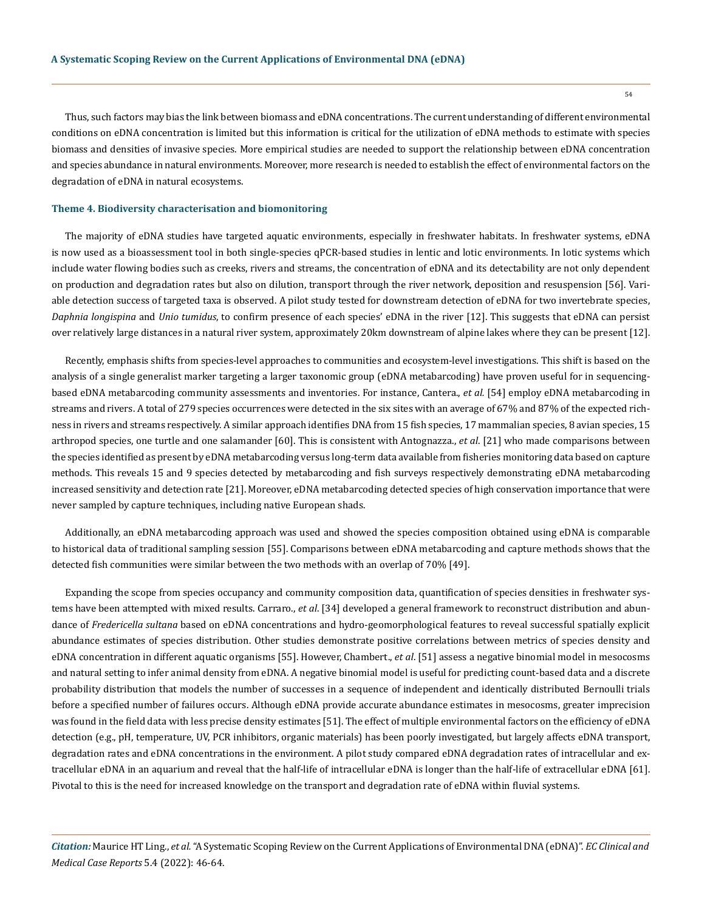Thus, such factors may bias the link between biomass and eDNA concentrations. The current understanding of different environmental conditions on eDNA concentration is limited but this information is critical for the utilization of eDNA methods to estimate with species biomass and densities of invasive species. More empirical studies are needed to support the relationship between eDNA concentration and species abundance in natural environments. Moreover, more research is needed to establish the effect of environmental factors on the degradation of eDNA in natural ecosystems.

### Theme 4. Biodiversity characterisation and biomonitoring

The majority of eDNA studies have targeted aquatic environments, especially in freshwater habitats. In freshwater systems, eDNA is now used as a bioassessment tool in both single-species qPCR-based studies in lentic and lotic environments. In lotic systems which include water flowing bodies such as creeks, rivers and streams, the concentration of eDNA and its detectability are not only dependent on production and degradation rates but also on dilution, transport through the river network, deposition and resuspension [56]. Variable detection success of targeted taxa is observed. A pilot study tested for downstream detection of eDNA for two invertebrate species, *Daphnia longispina* and *Unio tumidus*, to confirm presence of each species' eDNA in the river [12]. This suggests that eDNA can persist over relatively large distances in a natural river system, approximately 20km downstream of alpine lakes where they can be present [12].

Recently, emphasis shifts from species-level approaches to communities and ecosystem-level investigations. This shift is based on the analysis of a single generalist marker targeting a larger taxonomic group (eDNA metabarcoding) have proven useful for in sequencing-based eDNA metabarcoding community assessments and inventories. For instance, Cantera., *et al.* [54] employ eDNA metabarcoding in streams and rivers. A total of 279 species occurrences were detected in the six sites with an average of 67% and 87% of the expected richness in rivers and streams respectively. A similar approach identifies DNA from 15 fish species, 17 mammalian species, 8 avian species, 15 arthropod species, one turtle and one salamander [60]. This is consistent with Antognazza., *et al*. [21] who made comparisons between the species identified as present by eDNA metabarcoding versus long-term data available from fisheries monitoring data based on capture methods. This reveals 15 and 9 species detected by metabarcoding and fish surveys respectively demonstrating eDNA metabarcoding increased sensitivity and detection rate [21]. Moreover, eDNA metabarcoding detected species of high conservation importance that were never sampled by capture techniques, including native European shads.

Additionally, an eDNA metabarcoding approach was used and showed the species composition obtained using eDNA is comparable to historical data of traditional sampling session [55]. Comparisons between eDNA metabarcoding and capture methods shows that the detected fish communities were similar between the two methods with an overlap of 70% [49].

Expanding the scope from species occupancy and community composition data, quantification of species densities in freshwater systems have been attempted with mixed results. Carraro., *et al*. [34] developed a general framework to reconstruct distribution and abundance of *Fredericella sultana* based on eDNA concentrations and hydro-geomorphological features to reveal successful spatially explicit abundance estimates of species distribution. Other studies demonstrate positive correlations between metrics of species density and eDNA concentration in different aquatic organisms [55]. However, Chambert., *et al*. [51] assess a negative binomial model in mesocosms and natural setting to infer animal density from eDNA. A negative binomial model is useful for predicting count-based data and a discrete probability distribution that models the number of successes in a sequence of independent and identically distributed Bernoulli trials before a specified number of failures occurs. Although eDNA provide accurate abundance estimates in mesocosms, greater imprecision was found in the field data with less precise density estimates [51]. The effect of multiple environmental factors on the efficiency of eDNA detection (e.g., pH, temperature, UV, PCR inhibitors, organic materials) has been poorly investigated, but largely affects eDNA transport, degradation rates and eDNA concentrations in the environment. A pilot study compared eDNA degradation rates of intracellular and extracellular eDNA in an aquarium and reveal that the half-life of intracellular eDNA is longer than the half-life of extracellular eDNA [61]. Pivotal to this is the need for increased knowledge on the transport and degradation rate of eDNA within fluvial systems.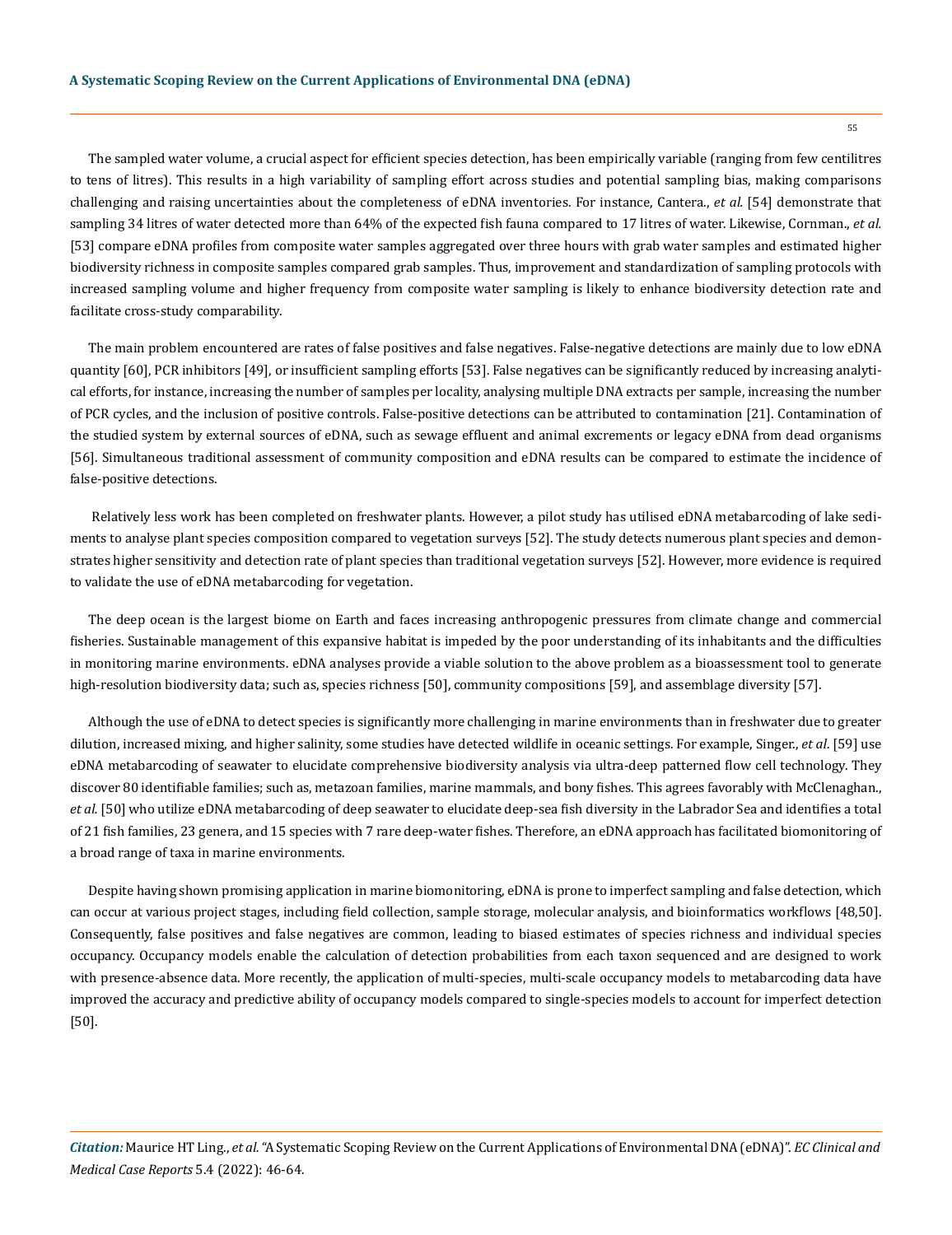The sampled water volume, a crucial aspect for efficient species detection, has been empirically variable (ranging from few centilitres to tens of litres). This results in a high variability of sampling effort across studies and potential sampling bias, making comparisons challenging and raising uncertainties about the completeness of eDNA inventories. For instance, Cantera., *et al.* [54] demonstrate that sampling 34 litres of water detected more than 64% of the expected fish fauna compared to 17 litres of water. Likewise, Cornman., *et al.* [53] compare eDNA profiles from composite water samples aggregated over three hours with grab water samples and estimated higher biodiversity richness in composite samples compared grab samples. Thus, improvement and standardization of sampling protocols with increased sampling volume and higher frequency from composite water sampling is likely to enhance biodiversity detection rate and facilitate cross-study comparability.

The main problem encountered are rates of false positives and false negatives. False-negative detections are mainly due to low eDNA quantity [60], PCR inhibitors [49], or insufficient sampling efforts [53]. False negatives can be significantly reduced by increasing analytical efforts, for instance, increasing the number of samples per locality, analysing multiple DNA extracts per sample, increasing the number of PCR cycles, and the inclusion of positive controls. False-positive detections can be attributed to contamination [21]. Contamination of the studied system by external sources of eDNA, such as sewage effluent and animal excrements or legacy eDNA from dead organisms [56]. Simultaneous traditional assessment of community composition and eDNA results can be compared to estimate the incidence of false-positive detections.

Relatively less work has been completed on freshwater plants. However, a pilot study has utilised eDNA metabarcoding of lake sediments to analyse plant species composition compared to vegetation surveys [52]. The study detects numerous plant species and demonstrates higher sensitivity and detection rate of plant species than traditional vegetation surveys [52]. However, more evidence is required to validate the use of eDNA metabarcoding for vegetation.

The deep ocean is the largest biome on Earth and faces increasing anthropogenic pressures from climate change and commercial fisheries. Sustainable management of this expansive habitat is impeded by the poor understanding of its inhabitants and the difficulties in monitoring marine environments. eDNA analyses provide a viable solution to the above problem as a bioassessment tool to generate high-resolution biodiversity data; such as, species richness [50], community compositions [59], and assemblage diversity [57].

Although the use of eDNA to detect species is significantly more challenging in marine environments than in freshwater due to greater dilution, increased mixing, and higher salinity, some studies have detected wildlife in oceanic settings. For example, Singer., *et al*. [59] use eDNA metabarcoding of seawater to elucidate comprehensive biodiversity analysis via ultra-deep patterned flow cell technology. They discover 80 identifiable families; such as, metazoan families, marine mammals, and bony fishes. This agrees favorably with McClenaghan., *et al.* [50] who utilize eDNA metabarcoding of deep seawater to elucidate deep-sea fish diversity in the Labrador Sea and identifies a total of 21 fish families, 23 genera, and 15 species with 7 rare deep-water fishes. Therefore, an eDNA approach has facilitated biomonitoring of a broad range of taxa in marine environments.

Despite having shown promising application in marine biomonitoring, eDNA is prone to imperfect sampling and false detection, which can occur at various project stages, including field collection, sample storage, molecular analysis, and bioinformatics workflows [48,50]. Consequently, false positives and false negatives are common, leading to biased estimates of species richness and individual species occupancy. Occupancy models enable the calculation of detection probabilities from each taxon sequenced and are designed to work with presence-absence data. More recently, the application of multi-species, multi-scale occupancy models to metabarcoding data have improved the accuracy and predictive ability of occupancy models compared to single-species models to account for imperfect detection [50].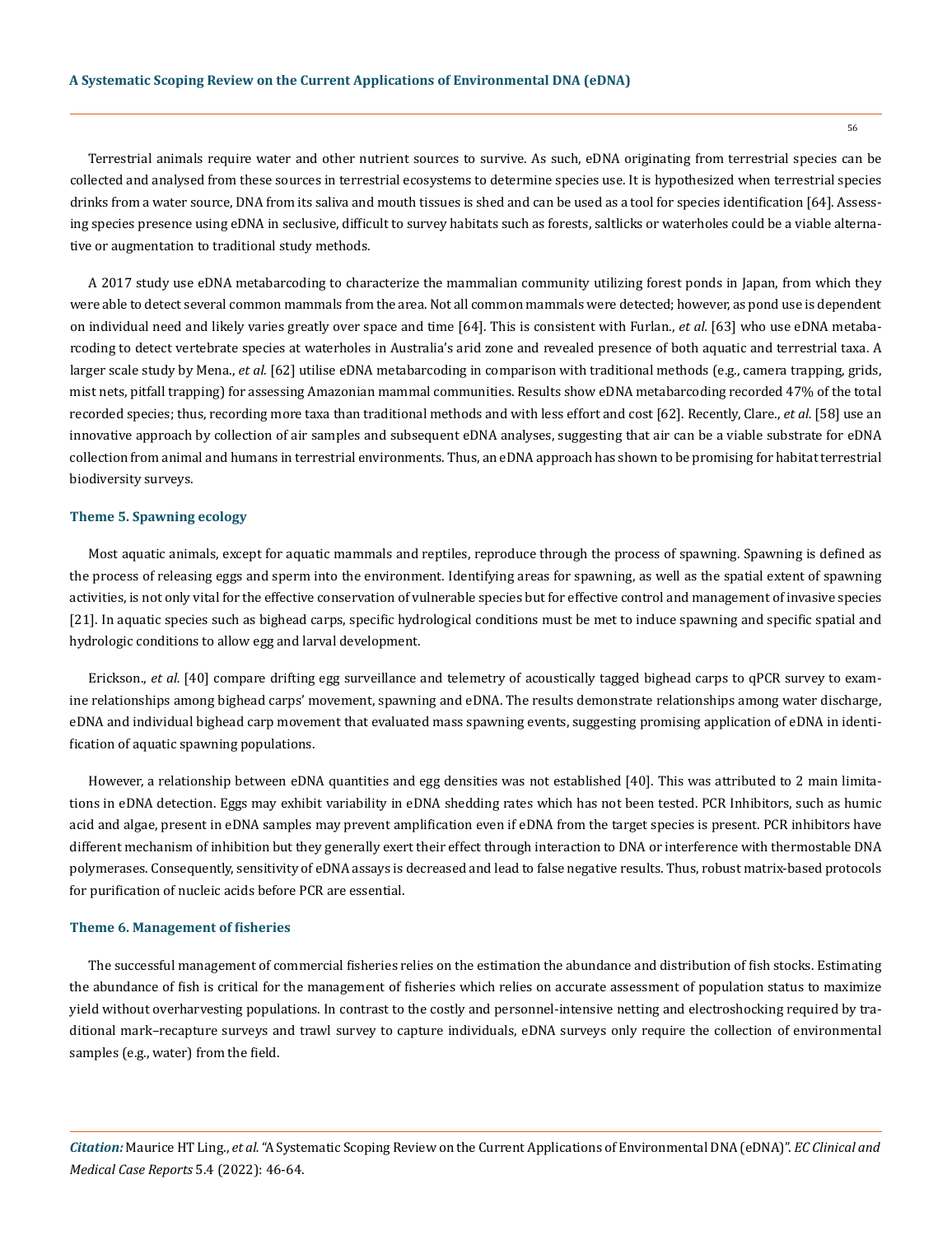Terrestrial animals require water and other nutrient sources to survive. As such, eDNA originating from terrestrial species can be collected and analysed from these sources in terrestrial ecosystems to determine species use. It is hypothesized when terrestrial species drinks from a water source, DNA from its saliva and mouth tissues is shed and can be used as a tool for species identification [64]. Assessing species presence using eDNA in seclusive, difficult to survey habitats such as forests, saltlicks or waterholes could be a viable alternative or augmentation to traditional study methods.

A 2017 study use eDNA metabarcoding to characterize the mammalian community utilizing forest ponds in Japan, from which they were able to detect several common mammals from the area. Not all common mammals were detected; however, as pond use is dependent on individual need and likely varies greatly over space and time [64]. This is consistent with Furlan., *et al.* [63] who use eDNA metabarcoding to detect vertebrate species at waterholes in Australia's arid zone and revealed presence of both aquatic and terrestrial taxa. A larger scale study by Mena., *et al.* [62] utilise eDNA metabarcoding in comparison with traditional methods (e.g., camera trapping, grids, mist nets, pitfall trapping) for assessing Amazonian mammal communities. Results show eDNA metabarcoding recorded 47% of the total recorded species; thus, recording more taxa than traditional methods and with less effort and cost [62]. Recently, Clare., *et al.* [58] use an innovative approach by collection of air samples and subsequent eDNA analyses, suggesting that air can be a viable substrate for eDNA collection from animal and humans in terrestrial environments. Thus, an eDNA approach has shown to be promising for habitat terrestrial biodiversity surveys.

### Theme 5. Spawning ecology

Most aquatic animals, except for aquatic mammals and reptiles, reproduce through the process of spawning. Spawning is defined as the process of releasing eggs and sperm into the environment. Identifying areas for spawning, as well as the spatial extent of spawning activities, is not only vital for the effective conservation of vulnerable species but for effective control and management of invasive species [21]. In aquatic species such as bighead carps, specific hydrological conditions must be met to induce spawning and specific spatial and hydrologic conditions to allow egg and larval development.

Erickson., *et al.* [40] compare drifting egg surveillance and telemetry of acoustically tagged bighead carps to qPCR survey to examine relationships among bighead carps' movement, spawning and eDNA. The results demonstrate relationships among water discharge, eDNA and individual bighead carp movement that evaluated mass spawning events, suggesting promising application of eDNA in identification of aquatic spawning populations.

However, a relationship between eDNA quantities and egg densities was not established [40]. This was attributed to 2 main limitations in eDNA detection. Eggs may exhibit variability in eDNA shedding rates which has not been tested. PCR Inhibitors, such as humic acid and algae, present in eDNA samples may prevent amplification even if eDNA from the target species is present. PCR inhibitors have different mechanism of inhibition but they generally exert their effect through interaction to DNA or interference with thermostable DNA polymerases. Consequently, sensitivity of eDNA assays is decreased and lead to false negative results. Thus, robust matrix-based protocols for purification of nucleic acids before PCR are essential.

### Theme 6. Management of fisheries

The successful management of commercial fisheries relies on the estimation the abundance and distribution of fish stocks. Estimating the abundance of fish is critical for the management of fisheries which relies on accurate assessment of population status to maximize yield without overharvesting populations. In contrast to the costly and personnel-intensive netting and electroshocking required by traditional mark–recapture surveys and trawl survey to capture individuals, eDNA surveys only require the collection of environmental samples (e.g., water) from the field.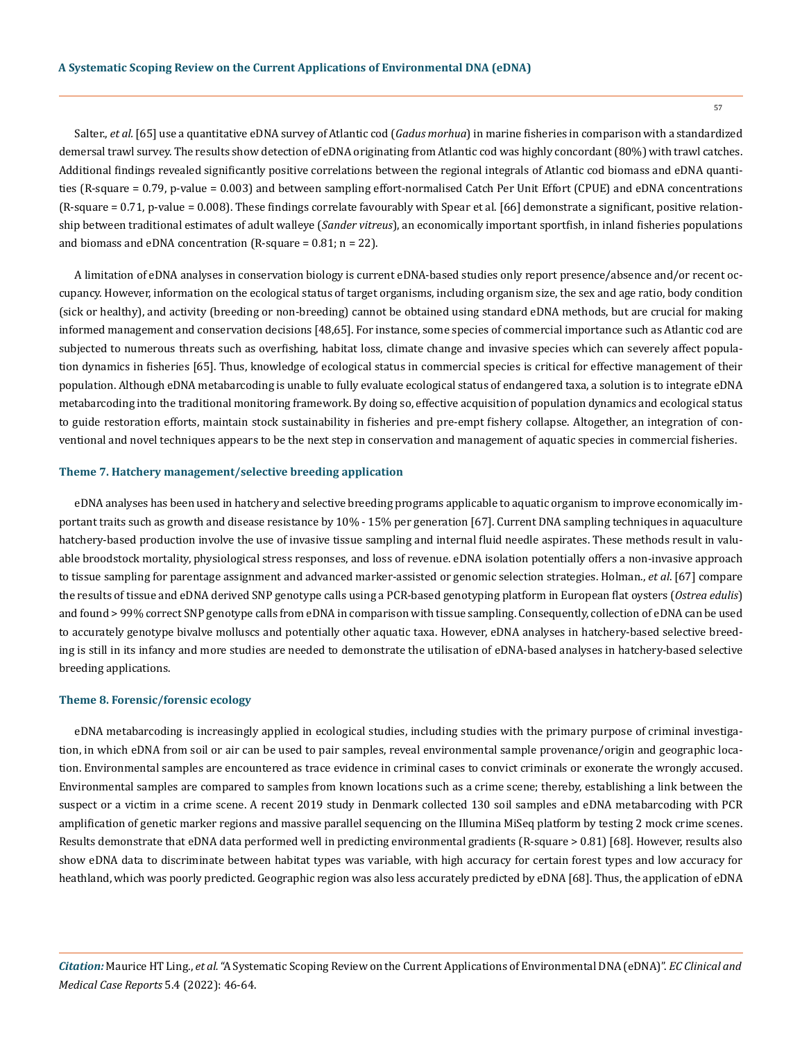Salter., *et al.* [65] use a quantitative eDNA survey of Atlantic cod (*Gadus morhua*) in marine fisheries in comparison with a standardized demersal trawl survey. The results show detection of eDNA originating from Atlantic cod was highly concordant (80%) with trawl catches. Additional findings revealed significantly positive correlations between the regional integrals of Atlantic cod biomass and eDNA quantities (R-square = 0.79, p-value = 0.003) and between sampling effort-normalised Catch Per Unit Effort (CPUE) and eDNA concentrations (R-square = 0.71, p-value = 0.008). These findings correlate favourably with Spear et al. [66] demonstrate a significant, positive relationship between traditional estimates of adult walleye (*Sander vitreus*), an economically important sportfish, in inland fisheries populations and biomass and eDNA concentration (R-square = 0.81; n = 22).

A limitation of eDNA analyses in conservation biology is current eDNA-based studies only report presence/absence and/or recent occupancy. However, information on the ecological status of target organisms, including organism size, the sex and age ratio, body condition (sick or healthy), and activity (breeding or non-breeding) cannot be obtained using standard eDNA methods, but are crucial for making informed management and conservation decisions [48,65]. For instance, some species of commercial importance such as Atlantic cod are subjected to numerous threats such as overfishing, habitat loss, climate change and invasive species which can severely affect population dynamics in fisheries [65]. Thus, knowledge of ecological status in commercial species is critical for effective management of their population. Although eDNA metabarcoding is unable to fully evaluate ecological status of endangered taxa, a solution is to integrate eDNA metabarcoding into the traditional monitoring framework. By doing so, effective acquisition of population dynamics and ecological status to guide restoration efforts, maintain stock sustainability in fisheries and pre-empt fishery collapse. Altogether, an integration of conventional and novel techniques appears to be the next step in conservation and management of aquatic species in commercial fisheries.

### Theme 7. Hatchery management/selective breeding application

eDNA analyses has been used in hatchery and selective breeding programs applicable to aquatic organism to improve economically important traits such as growth and disease resistance by 10% - 15% per generation [67]. Current DNA sampling techniques in aquaculture hatchery-based production involve the use of invasive tissue sampling and internal fluid needle aspirates. These methods result in valuable broodstock mortality, physiological stress responses, and loss of revenue. eDNA isolation potentially offers a non-invasive approach to tissue sampling for parentage assignment and advanced marker-assisted or genomic selection strategies. Holman., *et al*. [67] compare the results of tissue and eDNA derived SNP genotype calls using a PCR-based genotyping platform in European flat oysters (*Ostrea edulis*) and found > 99% correct SNP genotype calls from eDNA in comparison with tissue sampling. Consequently, collection of eDNA can be used to accurately genotype bivalve molluscs and potentially other aquatic taxa. However, eDNA analyses in hatchery-based selective breeding is still in its infancy and more studies are needed to demonstrate the utilisation of eDNA-based analyses in hatchery-based selective breeding applications.

### Theme 8. Forensic/forensic ecology

eDNA metabarcoding is increasingly applied in ecological studies, including studies with the primary purpose of criminal investigation, in which eDNA from soil or air can be used to pair samples, reveal environmental sample provenance/origin and geographic location. Environmental samples are encountered as trace evidence in criminal cases to convict criminals or exonerate the wrongly accused. Environmental samples are compared to samples from known locations such as a crime scene; thereby, establishing a link between the suspect or a victim in a crime scene. A recent 2019 study in Denmark collected 130 soil samples and eDNA metabarcoding with PCR amplification of genetic marker regions and massive parallel sequencing on the Illumina MiSeq platform by testing 2 mock crime scenes. Results demonstrate that eDNA data performed well in predicting environmental gradients (R-square > 0.81) [68]. However, results also show eDNA data to discriminate between habitat types was variable, with high accuracy for certain forest types and low accuracy for heathland, which was poorly predicted. Geographic region was also less accurately predicted by eDNA [68]. Thus, the application of eDNA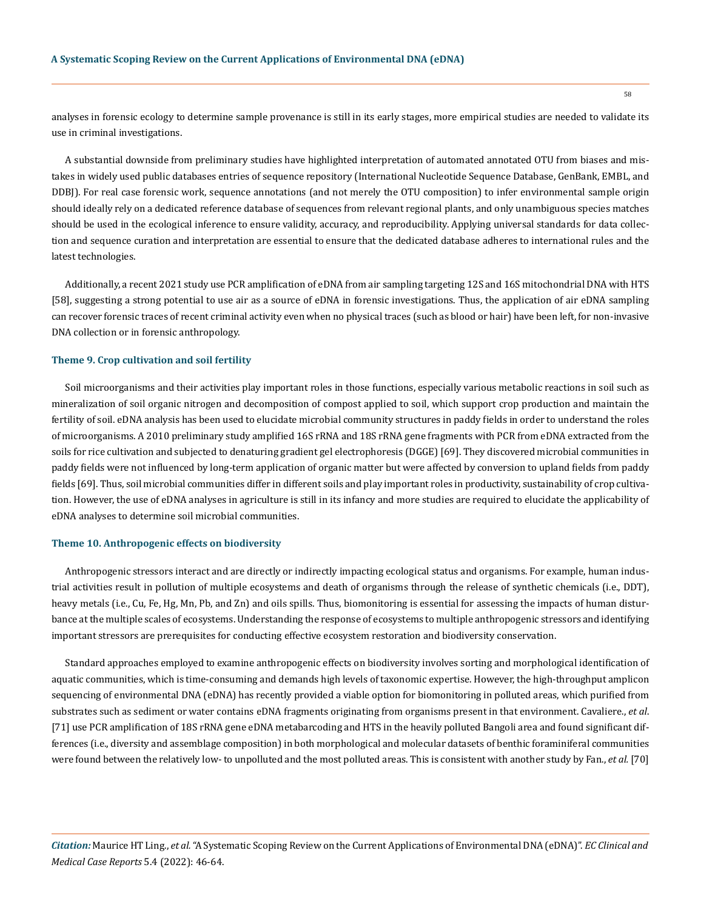analyses in forensic ecology to determine sample provenance is still in its early stages, more empirical studies are needed to validate its use in criminal investigations.

A substantial downside from preliminary studies have highlighted interpretation of automated annotated OTU from biases and mistakes in widely used public databases entries of sequence repository (International Nucleotide Sequence Database, GenBank, EMBL, and DDBJ). For real case forensic work, sequence annotations (and not merely the OTU composition) to infer environmental sample origin should ideally rely on a dedicated reference database of sequences from relevant regional plants, and only unambiguous species matches should be used in the ecological inference to ensure validity, accuracy, and reproducibility. Applying universal standards for data collection and sequence curation and interpretation are essential to ensure that the dedicated database adheres to international rules and the latest technologies.

Additionally, a recent 2021 study use PCR amplification of eDNA from air sampling targeting 12S and 16S mitochondrial DNA with HTS [58], suggesting a strong potential to use air as a source of eDNA in forensic investigations. Thus, the application of air eDNA sampling can recover forensic traces of recent criminal activity even when no physical traces (such as blood or hair) have been left, for non-invasive DNA collection or in forensic anthropology.

### Theme 9. Crop cultivation and soil fertility

Soil microorganisms and their activities play important roles in those functions, especially various metabolic reactions in soil such as mineralization of soil organic nitrogen and decomposition of compost applied to soil, which support crop production and maintain the fertility of soil. eDNA analysis has been used to elucidate microbial community structures in paddy fields in order to understand the roles of microorganisms. A 2010 preliminary study amplified 16S rRNA and 18S rRNA gene fragments with PCR from eDNA extracted from the soils for rice cultivation and subjected to denaturing gradient gel electrophoresis (DGGE) [69]. They discovered microbial communities in paddy fields were not influenced by long-term application of organic matter but were affected by conversion to upland fields from paddy fields [69]. Thus, soil microbial communities differ in different soils and play important roles in productivity, sustainability of crop cultivation. However, the use of eDNA analyses in agriculture is still in its infancy and more studies are required to elucidate the applicability of eDNA analyses to determine soil microbial communities.

### Theme 10. Anthropogenic effects on biodiversity

Anthropogenic stressors interact and are directly or indirectly impacting ecological status and organisms. For example, human industrial activities result in pollution of multiple ecosystems and death of organisms through the release of synthetic chemicals (i.e., DDT), heavy metals (i.e., Cu, Fe, Hg, Mn, Pb, and Zn) and oils spills. Thus, biomonitoring is essential for assessing the impacts of human disturbance at the multiple scales of ecosystems. Understanding the response of ecosystems to multiple anthropogenic stressors and identifying important stressors are prerequisites for conducting effective ecosystem restoration and biodiversity conservation.

Standard approaches employed to examine anthropogenic effects on biodiversity involves sorting and morphological identification of aquatic communities, which is time-consuming and demands high levels of taxonomic expertise. However, the high-throughput amplicon sequencing of environmental DNA (eDNA) has recently provided a viable option for biomonitoring in polluted areas, which purified from substrates such as sediment or water contains eDNA fragments originating from organisms present in that environment. Cavaliere., *et al*. [71] use PCR amplification of 18S rRNA gene eDNA metabarcoding and HTS in the heavily polluted Bangoli area and found significant differences (i.e., diversity and assemblage composition) in both morphological and molecular datasets of benthic foraminiferal communities were found between the relatively low- to unpolluted and the most polluted areas. This is consistent with another study by Fan., *et al.* [70]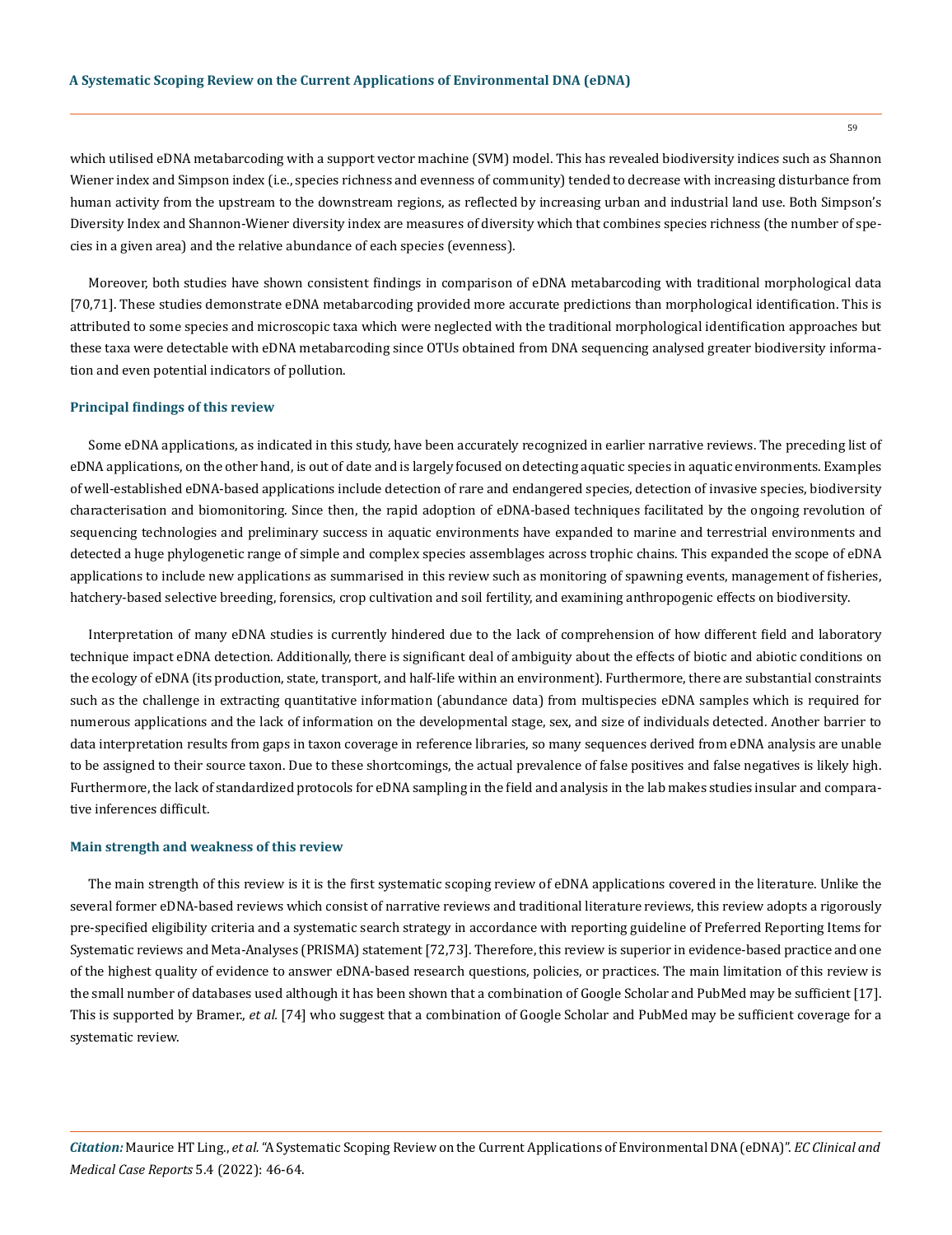which utilised eDNA metabarcoding with a support vector machine (SVM) model. This has revealed biodiversity indices such as Shannon Wiener index and Simpson index (i.e., species richness and evenness of community) tended to decrease with increasing disturbance from human activity from the upstream to the downstream regions, as reflected by increasing urban and industrial land use. Both Simpson's Diversity Index and Shannon-Wiener diversity index are measures of diversity which that combines species richness (the number of species in a given area) and the relative abundance of each species (evenness).

Moreover, both studies have shown consistent findings in comparison of eDNA metabarcoding with traditional morphological data [70,71]. These studies demonstrate eDNA metabarcoding provided more accurate predictions than morphological identification. This is attributed to some species and microscopic taxa which were neglected with the traditional morphological identification approaches but these taxa were detectable with eDNA metabarcoding since OTUs obtained from DNA sequencing analysed greater biodiversity information and even potential indicators of pollution.

### Principal findings of this review

Some eDNA applications, as indicated in this study, have been accurately recognized in earlier narrative reviews. The preceding list of eDNA applications, on the other hand, is out of date and is largely focused on detecting aquatic species in aquatic environments. Examples of well-established eDNA-based applications include detection of rare and endangered species, detection of invasive species, biodiversity characterisation and biomonitoring. Since then, the rapid adoption of eDNA-based techniques facilitated by the ongoing revolution of sequencing technologies and preliminary success in aquatic environments have expanded to marine and terrestrial environments and detected a huge phylogenetic range of simple and complex species assemblages across trophic chains. This expanded the scope of eDNA applications to include new applications as summarised in this review such as monitoring of spawning events, management of fisheries, hatchery-based selective breeding, forensics, crop cultivation and soil fertility, and examining anthropogenic effects on biodiversity.

Interpretation of many eDNA studies is currently hindered due to the lack of comprehension of how different field and laboratory technique impact eDNA detection. Additionally, there is significant deal of ambiguity about the effects of biotic and abiotic conditions on the ecology of eDNA (its production, state, transport, and half-life within an environment). Furthermore, there are substantial constraints such as the challenge in extracting quantitative information (abundance data) from multispecies eDNA samples which is required for numerous applications and the lack of information on the developmental stage, sex, and size of individuals detected. Another barrier to data interpretation results from gaps in taxon coverage in reference libraries, so many sequences derived from eDNA analysis are unable to be assigned to their source taxon. Due to these shortcomings, the actual prevalence of false positives and false negatives is likely high. Furthermore, the lack of standardized protocols for eDNA sampling in the field and analysis in the lab makes studies insular and comparative inferences difficult.

### Main strength and weakness of this review

The main strength of this review is it is the first systematic scoping review of eDNA applications covered in the literature. Unlike the several former eDNA-based reviews which consist of narrative reviews and traditional literature reviews, this review adopts a rigorously pre-specified eligibility criteria and a systematic search strategy in accordance with reporting guideline of Preferred Reporting Items for Systematic reviews and Meta-Analyses (PRISMA) statement [72,73]. Therefore, this review is superior in evidence-based practice and one of the highest quality of evidence to answer eDNA-based research questions, policies, or practices. The main limitation of this review is the small number of databases used although it has been shown that a combination of Google Scholar and PubMed may be sufficient [17]. This is supported by Bramer., *et al.* [74] who suggest that a combination of Google Scholar and PubMed may be sufficient coverage for a systematic review.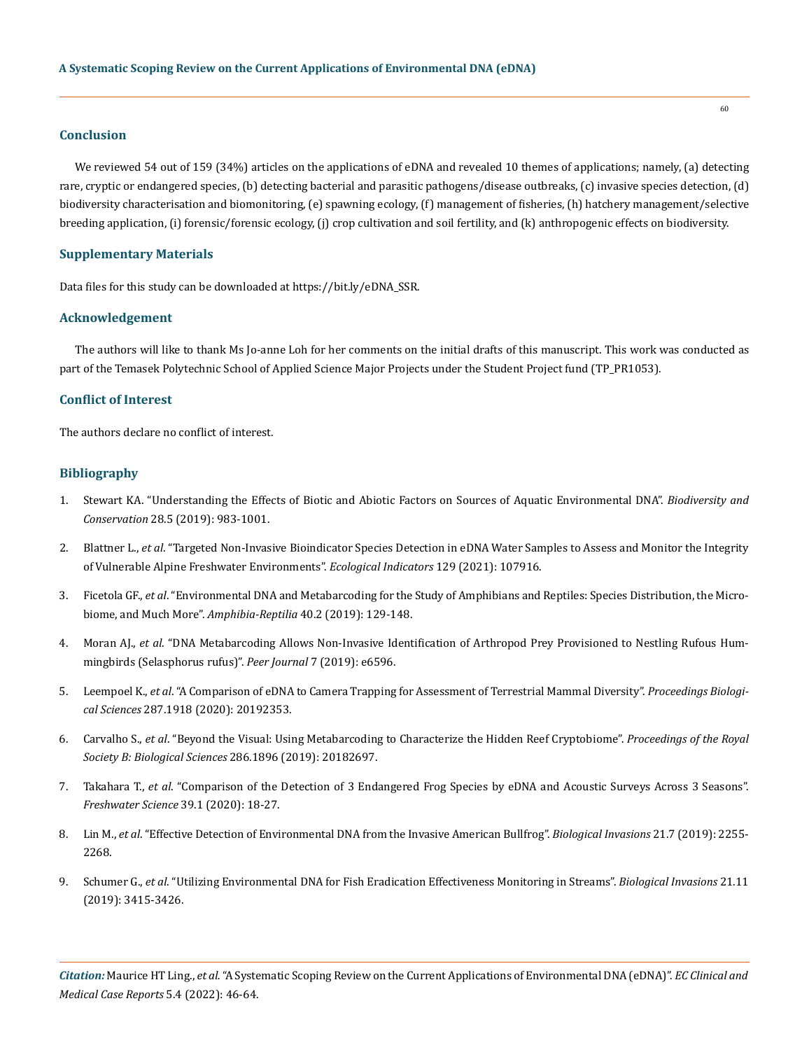## Conclusion

We reviewed 54 out of 159 (34%) articles on the applications of eDNA and revealed 10 themes of applications; namely, (a) detecting rare, cryptic or endangered species, (b) detecting bacterial and parasitic pathogens/disease outbreaks, (c) invasive species detection, (d) biodiversity characterisation and biomonitoring, (e) spawning ecology, (f) management of fisheries, (h) hatchery management/selective breeding application, (i) forensic/forensic ecology, (j) crop cultivation and soil fertility, and (k) anthropogenic effects on biodiversity.

## Supplementary Materials

Data files for this study can be downloaded at https://bit.ly/eDNA_SSR.

## Acknowledgement

The authors will like to thank Ms Jo-anne Loh for her comments on the initial drafts of this manuscript. This work was conducted as part of the Temasek Polytechnic School of Applied Science Major Projects under the Student Project fund (TP_PR1053).

## Conflict of Interest

The authors declare no conflict of interest.

## Bibliography

1. Stewart KA. "Understanding the Effects of Biotic and Abiotic Factors on Sources of Aquatic Environmental DNA". *Biodiversity and Conservation* 28.5 (2019): 983-1001.
2. Blattner L., *et al*. "Targeted Non-Invasive Bioindicator Species Detection in eDNA Water Samples to Assess and Monitor the Integrity of Vulnerable Alpine Freshwater Environments". *Ecological Indicators* 129 (2021): 107916.
3. Ficetola GF., *et al*. "Environmental DNA and Metabarcoding for the Study of Amphibians and Reptiles: Species Distribution, the Microbiome, and Much More". *Amphibia-Reptilia* 40.2 (2019): 129-148.
4. Moran AJ., *et al*. "DNA Metabarcoding Allows Non-Invasive Identification of Arthropod Prey Provisioned to Nestling Rufous Hummingbirds (Selasphorus rufus)". *Peer Journal* 7 (2019): e6596.
5. Leempoel K., *et al*. "A Comparison of eDNA to Camera Trapping for Assessment of Terrestrial Mammal Diversity". *Proceedings Biological Sciences* 287.1918 (2020): 20192353.
6. Carvalho S., *et al*. "Beyond the Visual: Using Metabarcoding to Characterize the Hidden Reef Cryptobiome". *Proceedings of the Royal Society B: Biological Sciences* 286.1896 (2019): 20182697.
7. Takahara T., *et al*. "Comparison of the Detection of 3 Endangered Frog Species by eDNA and Acoustic Surveys Across 3 Seasons". *Freshwater Science* 39.1 (2020): 18-27.
8. Lin M., *et al*. "Effective Detection of Environmental DNA from the Invasive American Bullfrog". *Biological Invasions* 21.7 (2019): 2255-2268.
9. Schumer G., *et al*. "Utilizing Environmental DNA for Fish Eradication Effectiveness Monitoring in Streams". *Biological Invasions* 21.11 (2019): 3415-3426.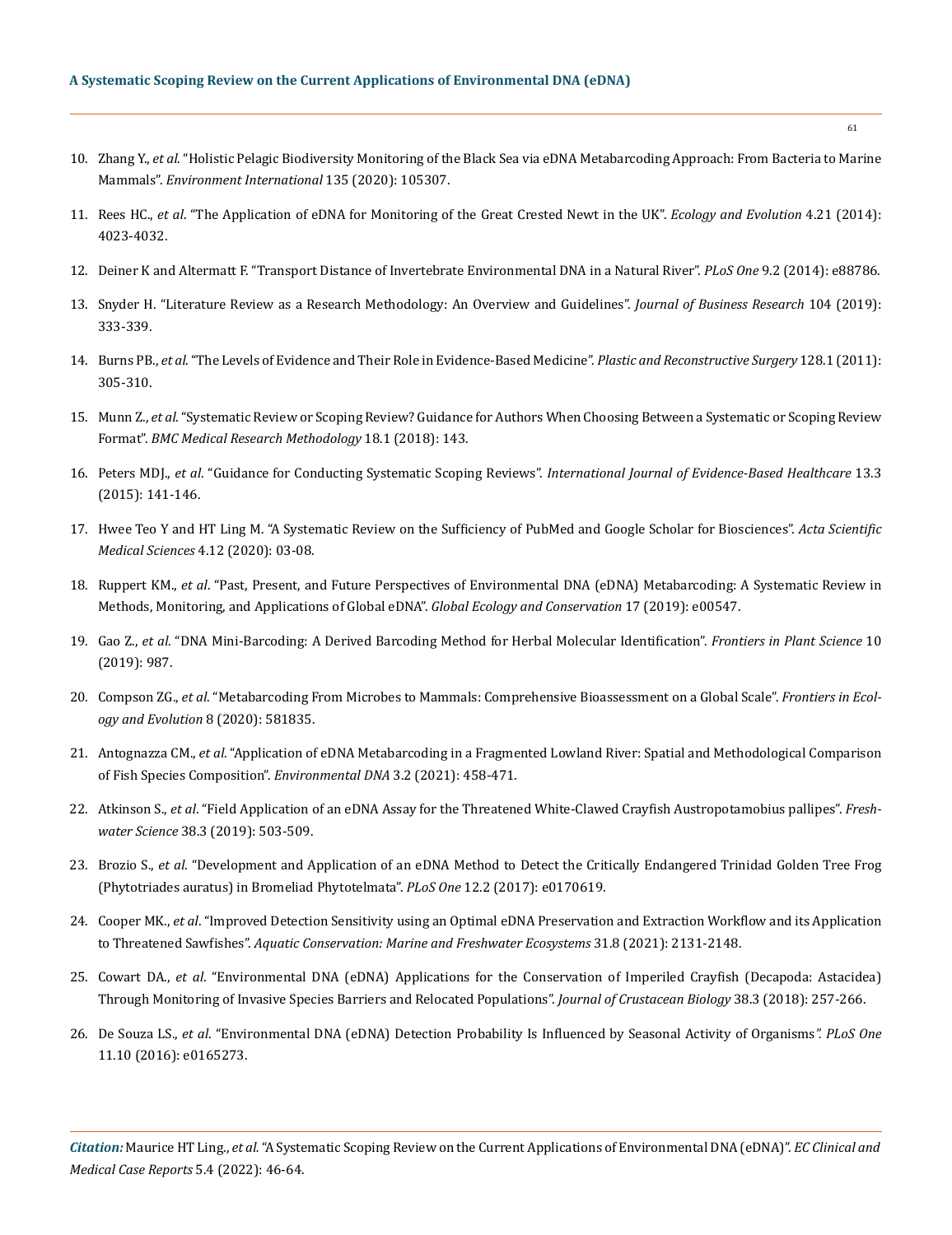10. Zhang Y., *et al*. "Holistic Pelagic Biodiversity Monitoring of the Black Sea via eDNA Metabarcoding Approach: From Bacteria to Marine Mammals". *Environment International* 135 (2020): 105307.
11. Rees HC., *et al*. "The Application of eDNA for Monitoring of the Great Crested Newt in the UK". *Ecology and Evolution* 4.21 (2014): 4023-4032.
12. Deiner K and Altermatt F. "Transport Distance of Invertebrate Environmental DNA in a Natural River". *PLoS One* 9.2 (2014): e88786.
13. Snyder H. "Literature Review as a Research Methodology: An Overview and Guidelines". *Journal of Business Research* 104 (2019): 333-339.
14. Burns PB., *et al*. "The Levels of Evidence and Their Role in Evidence-Based Medicine". *Plastic and Reconstructive Surgery* 128.1 (2011): 305-310.
15. Munn Z., *et al*. "Systematic Review or Scoping Review? Guidance for Authors When Choosing Between a Systematic or Scoping Review Format". *BMC Medical Research Methodology* 18.1 (2018): 143.
16. Peters MDJ., *et al*. "Guidance for Conducting Systematic Scoping Reviews". *International Journal of Evidence-Based Healthcare* 13.3 (2015): 141-146.
17. Hwee Teo Y and HT Ling M. "A Systematic Review on the Sufficiency of PubMed and Google Scholar for Biosciences". *Acta Scientific Medical Sciences* 4.12 (2020): 03-08.
18. Ruppert KM., *et al*. "Past, Present, and Future Perspectives of Environmental DNA (eDNA) Metabarcoding: A Systematic Review in Methods, Monitoring, and Applications of Global eDNA". *Global Ecology and Conservation* 17 (2019): e00547.
19. Gao Z., *et al*. "DNA Mini-Barcoding: A Derived Barcoding Method for Herbal Molecular Identification". *Frontiers in Plant Science* 10 (2019): 987.
20. Compson ZG., *et al*. "Metabarcoding From Microbes to Mammals: Comprehensive Bioassessment on a Global Scale". *Frontiers in Ecology and Evolution* 8 (2020): 581835.
21. Antognazza CM., *et al*. "Application of eDNA Metabarcoding in a Fragmented Lowland River: Spatial and Methodological Comparison of Fish Species Composition". *Environmental DNA* 3.2 (2021): 458-471.
22. Atkinson S., *et al*. "Field Application of an eDNA Assay for the Threatened White-Clawed Crayfish Austropotamobius pallipes". *Freshwater Science* 38.3 (2019): 503-509.
23. Brozio S., *et al*. "Development and Application of an eDNA Method to Detect the Critically Endangered Trinidad Golden Tree Frog (Phytotriades auratus) in Bromeliad Phytotelmata". *PLoS One* 12.2 (2017): e0170619.
24. Cooper MK., *et al*. "Improved Detection Sensitivity using an Optimal eDNA Preservation and Extraction Workflow and its Application to Threatened Sawfishes". *Aquatic Conservation: Marine and Freshwater Ecosystems* 31.8 (2021): 2131-2148.
25. Cowart DA., *et al*. "Environmental DNA (eDNA) Applications for the Conservation of Imperiled Crayfish (Decapoda: Astacidea) Through Monitoring of Invasive Species Barriers and Relocated Populations". *Journal of Crustacean Biology* 38.3 (2018): 257-266.
26. De Souza LS., *et al*. "Environmental DNA (eDNA) Detection Probability Is Influenced by Seasonal Activity of Organisms". *PLoS One* 11.10 (2016): e0165273.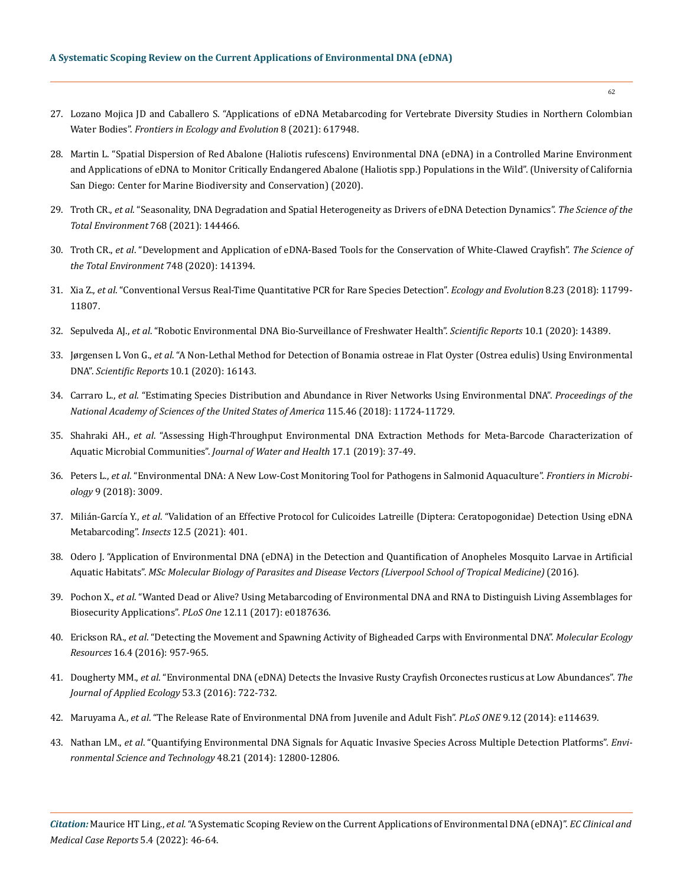27. Lozano Mojica JD and Caballero S. "Applications of eDNA Metabarcoding for Vertebrate Diversity Studies in Northern Colombian Water Bodies". *Frontiers in Ecology and Evolution* 8 (2021): 617948.

28. Martin L. "Spatial Dispersion of Red Abalone (Haliotis rufescens) Environmental DNA (eDNA) in a Controlled Marine Environment and Applications of eDNA to Monitor Critically Endangered Abalone (Haliotis spp.) Populations in the Wild". (University of California San Diego: Center for Marine Biodiversity and Conservation) (2020).

29. Troth CR., *et al*. "Seasonality, DNA Degradation and Spatial Heterogeneity as Drivers of eDNA Detection Dynamics". *The Science of the Total Environment* 768 (2021): 144466.

30. Troth CR., *et al*. "Development and Application of eDNA-Based Tools for the Conservation of White-Clawed Crayfish". *The Science of the Total Environment* 748 (2020): 141394.

31. Xia Z., *et al*. "Conventional Versus Real-Time Quantitative PCR for Rare Species Detection". *Ecology and Evolution* 8.23 (2018): 11799-11807.

32. Sepulveda AJ., *et al*. "Robotic Environmental DNA Bio-Surveillance of Freshwater Health". *Scientific Reports* 10.1 (2020): 14389.

33. Jørgensen L Von G., *et al*. "A Non-Lethal Method for Detection of Bonamia ostreae in Flat Oyster (Ostrea edulis) Using Environmental DNA". *Scientific Reports* 10.1 (2020): 16143.

34. Carraro L., *et al*. "Estimating Species Distribution and Abundance in River Networks Using Environmental DNA". *Proceedings of the National Academy of Sciences of the United States of America* 115.46 (2018): 11724-11729.

35. Shahraki AH., *et al*. "Assessing High-Throughput Environmental DNA Extraction Methods for Meta-Barcode Characterization of Aquatic Microbial Communities". *Journal of Water and Health* 17.1 (2019): 37-49.

36. Peters L., *et al*. "Environmental DNA: A New Low-Cost Monitoring Tool for Pathogens in Salmonid Aquaculture". *Frontiers in Microbiology* 9 (2018): 3009.

37. Milián-García Y., *et al*. "Validation of an Effective Protocol for Culicoides Latreille (Diptera: Ceratopogonidae) Detection Using eDNA Metabarcoding". *Insects* 12.5 (2021): 401.

38. Odero J. "Application of Environmental DNA (eDNA) in the Detection and Quantification of Anopheles Mosquito Larvae in Artificial Aquatic Habitats". *MSc Molecular Biology of Parasites and Disease Vectors (Liverpool School of Tropical Medicine)* (2016).

39. Pochon X., *et al*. "Wanted Dead or Alive? Using Metabarcoding of Environmental DNA and RNA to Distinguish Living Assemblages for Biosecurity Applications". *PLoS One* 12.11 (2017): e0187636.

40. Erickson RA., *et al*. "Detecting the Movement and Spawning Activity of Bigheaded Carps with Environmental DNA". *Molecular Ecology Resources* 16.4 (2016): 957-965.

41. Dougherty MM., *et al*. "Environmental DNA (eDNA) Detects the Invasive Rusty Crayfish Orconectes rusticus at Low Abundances". *The Journal of Applied Ecology* 53.3 (2016): 722-732.

42. Maruyama A., *et al*. "The Release Rate of Environmental DNA from Juvenile and Adult Fish". *PLoS ONE* 9.12 (2014): e114639.

43. Nathan LM., *et al*. "Quantifying Environmental DNA Signals for Aquatic Invasive Species Across Multiple Detection Platforms". *Environmental Science and Technology* 48.21 (2014): 12800-12806.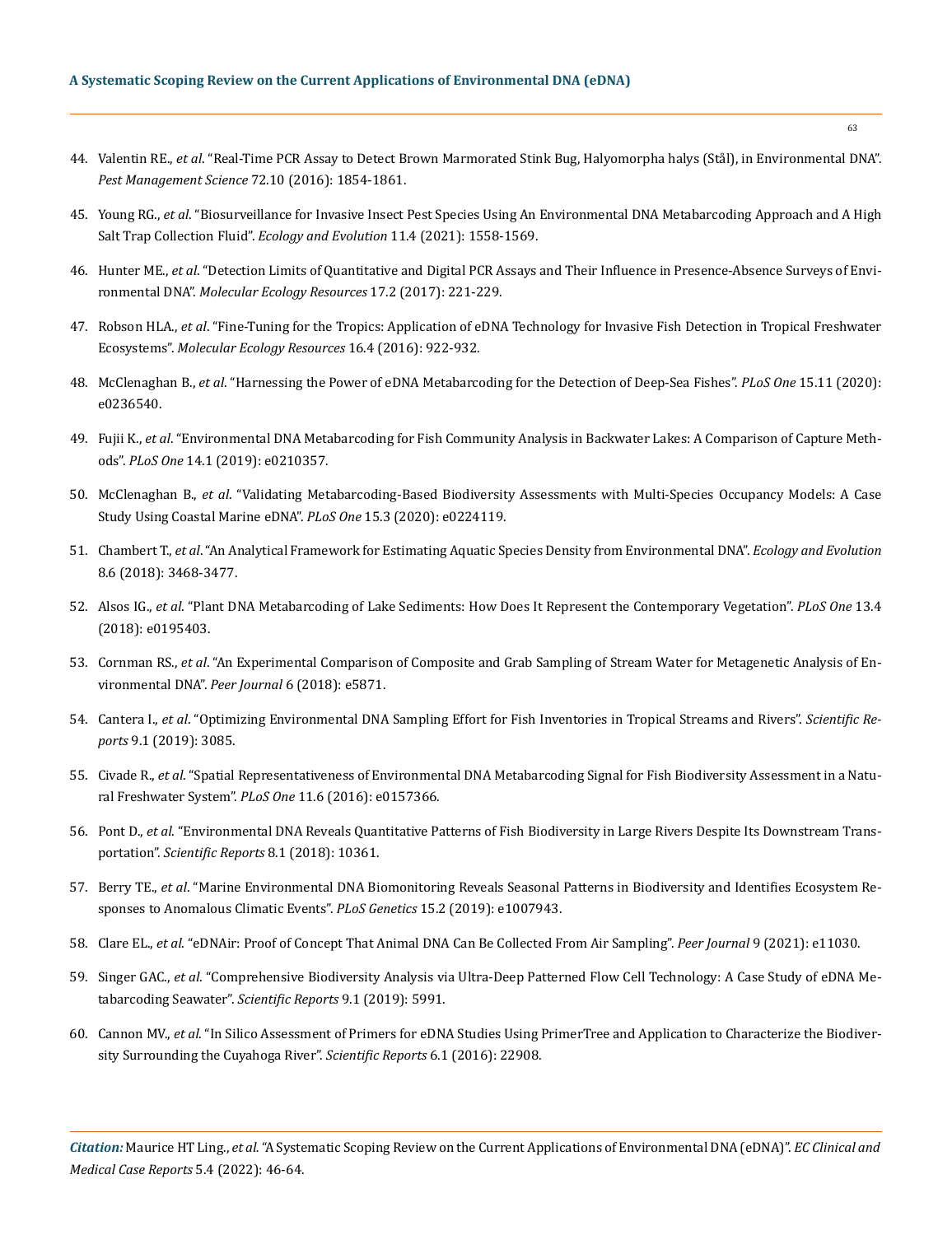44. Valentin RE., *et al*. "Real-Time PCR Assay to Detect Brown Marmorated Stink Bug, Halyomorpha halys (Stål), in Environmental DNA". *Pest Management Science* 72.10 (2016): 1854-1861.

45. Young RG., *et al*. "Biosurveillance for Invasive Insect Pest Species Using An Environmental DNA Metabarcoding Approach and A High Salt Trap Collection Fluid". *Ecology and Evolution* 11.4 (2021): 1558-1569.

46. Hunter ME., *et al*. "Detection Limits of Quantitative and Digital PCR Assays and Their Influence in Presence-Absence Surveys of Environmental DNA". *Molecular Ecology Resources* 17.2 (2017): 221-229.

47. Robson HLA., *et al*. "Fine-Tuning for the Tropics: Application of eDNA Technology for Invasive Fish Detection in Tropical Freshwater Ecosystems". *Molecular Ecology Resources* 16.4 (2016): 922-932.

48. McClenaghan B., *et al*. "Harnessing the Power of eDNA Metabarcoding for the Detection of Deep-Sea Fishes". *PLoS One* 15.11 (2020): e0236540.

49. Fujii K., *et al*. "Environmental DNA Metabarcoding for Fish Community Analysis in Backwater Lakes: A Comparison of Capture Methods". *PLoS One* 14.1 (2019): e0210357.

50. McClenaghan B., *et al*. "Validating Metabarcoding-Based Biodiversity Assessments with Multi-Species Occupancy Models: A Case Study Using Coastal Marine eDNA". *PLoS One* 15.3 (2020): e0224119.

51. Chambert T., *et al*. "An Analytical Framework for Estimating Aquatic Species Density from Environmental DNA". *Ecology and Evolution* 8.6 (2018): 3468-3477.

52. Alsos IG., *et al*. "Plant DNA Metabarcoding of Lake Sediments: How Does It Represent the Contemporary Vegetation". *PLoS One* 13.4 (2018): e0195403.

53. Cornman RS., *et al*. "An Experimental Comparison of Composite and Grab Sampling of Stream Water for Metagenetic Analysis of Environmental DNA". *Peer Journal* 6 (2018): e5871.

54. Cantera I., *et al*. "Optimizing Environmental DNA Sampling Effort for Fish Inventories in Tropical Streams and Rivers". *Scientific Reports* 9.1 (2019): 3085.

55. Civade R., *et al*. "Spatial Representativeness of Environmental DNA Metabarcoding Signal for Fish Biodiversity Assessment in a Natural Freshwater System". *PLoS One* 11.6 (2016): e0157366.

56. Pont D., *et al*. "Environmental DNA Reveals Quantitative Patterns of Fish Biodiversity in Large Rivers Despite Its Downstream Transportation". *Scientific Reports* 8.1 (2018): 10361.

57. Berry TE., *et al*. "Marine Environmental DNA Biomonitoring Reveals Seasonal Patterns in Biodiversity and Identifies Ecosystem Responses to Anomalous Climatic Events". *PLoS Genetics* 15.2 (2019): e1007943.

58. Clare EL., *et al*. "eDNAir: Proof of Concept That Animal DNA Can Be Collected From Air Sampling". *Peer Journal* 9 (2021): e11030.

59. Singer GAC., *et al*. "Comprehensive Biodiversity Analysis via Ultra-Deep Patterned Flow Cell Technology: A Case Study of eDNA Metabarcoding Seawater". *Scientific Reports* 9.1 (2019): 5991.

60. Cannon MV., *et al*. "In Silico Assessment of Primers for eDNA Studies Using PrimerTree and Application to Characterize the Biodiversity Surrounding the Cuyahoga River". *Scientific Reports* 6.1 (2016): 22908.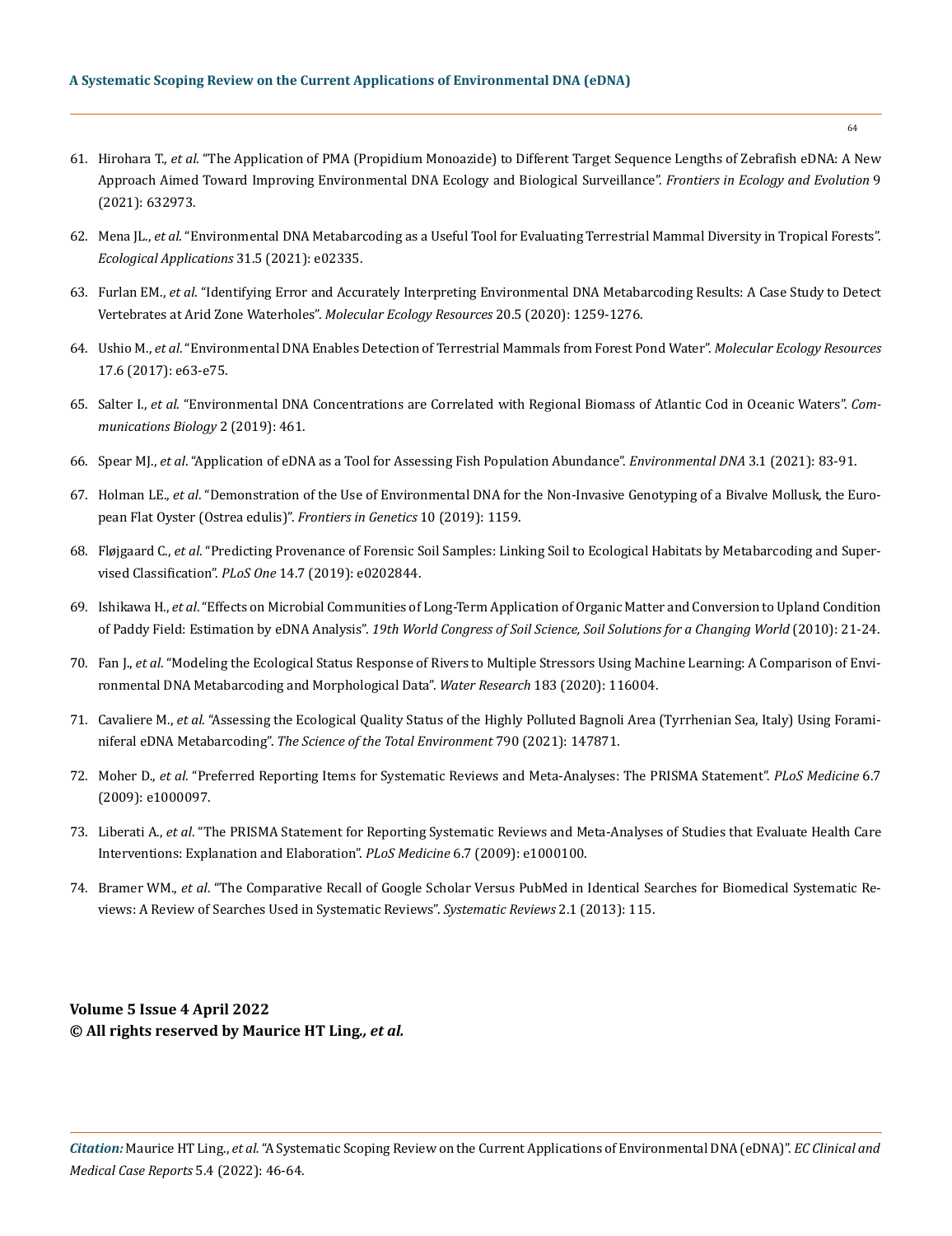61. Hirohara T., *et al*. "The Application of PMA (Propidium Monoazide) to Different Target Sequence Lengths of Zebrafish eDNA: A New Approach Aimed Toward Improving Environmental DNA Ecology and Biological Surveillance". *Frontiers in Ecology and Evolution* 9 (2021): 632973.

62. Mena JL., *et al*. "Environmental DNA Metabarcoding as a Useful Tool for Evaluating Terrestrial Mammal Diversity in Tropical Forests". *Ecological Applications* 31.5 (2021): e02335.

63. Furlan EM., *et al*. "Identifying Error and Accurately Interpreting Environmental DNA Metabarcoding Results: A Case Study to Detect Vertebrates at Arid Zone Waterholes". *Molecular Ecology Resources* 20.5 (2020): 1259-1276.

64. Ushio M., *et al*. "Environmental DNA Enables Detection of Terrestrial Mammals from Forest Pond Water". *Molecular Ecology Resources* 17.6 (2017): e63-e75.

65. Salter I., *et al*. "Environmental DNA Concentrations are Correlated with Regional Biomass of Atlantic Cod in Oceanic Waters". *Communications Biology* 2 (2019): 461.

66. Spear MJ., *et al*. "Application of eDNA as a Tool for Assessing Fish Population Abundance". *Environmental DNA* 3.1 (2021): 83-91.

67. Holman LE., *et al*. "Demonstration of the Use of Environmental DNA for the Non-Invasive Genotyping of a Bivalve Mollusk, the European Flat Oyster (Ostrea edulis)". *Frontiers in Genetics* 10 (2019): 1159.

68. Fløjgaard C., *et al*. "Predicting Provenance of Forensic Soil Samples: Linking Soil to Ecological Habitats by Metabarcoding and Supervised Classification". *PLoS One* 14.7 (2019): e0202844.

69. Ishikawa H., *et al*. "Effects on Microbial Communities of Long-Term Application of Organic Matter and Conversion to Upland Condition of Paddy Field: Estimation by eDNA Analysis". *19th World Congress of Soil Science, Soil Solutions for a Changing World* (2010): 21-24.

70. Fan J., *et al*. "Modeling the Ecological Status Response of Rivers to Multiple Stressors Using Machine Learning: A Comparison of Environmental DNA Metabarcoding and Morphological Data". *Water Research* 183 (2020): 116004.

71. Cavaliere M., *et al*. "Assessing the Ecological Quality Status of the Highly Polluted Bagnoli Area (Tyrrhenian Sea, Italy) Using Foraminiferal eDNA Metabarcoding". *The Science of the Total Environment* 790 (2021): 147871.

72. Moher D., *et al*. "Preferred Reporting Items for Systematic Reviews and Meta-Analyses: The PRISMA Statement". *PLoS Medicine* 6.7 (2009): e1000097.

73. Liberati A., *et al*. "The PRISMA Statement for Reporting Systematic Reviews and Meta-Analyses of Studies that Evaluate Health Care Interventions: Explanation and Elaboration". *PLoS Medicine* 6.7 (2009): e1000100.

74. Bramer WM., *et al*. "The Comparative Recall of Google Scholar Versus PubMed in Identical Searches for Biomedical Systematic Reviews: A Review of Searches Used in Systematic Reviews". *Systematic Reviews* 2.1 (2013): 115.

**Volume 5 Issue 4 April 2022**
**© All rights reserved by Maurice HT Ling., *et al.***